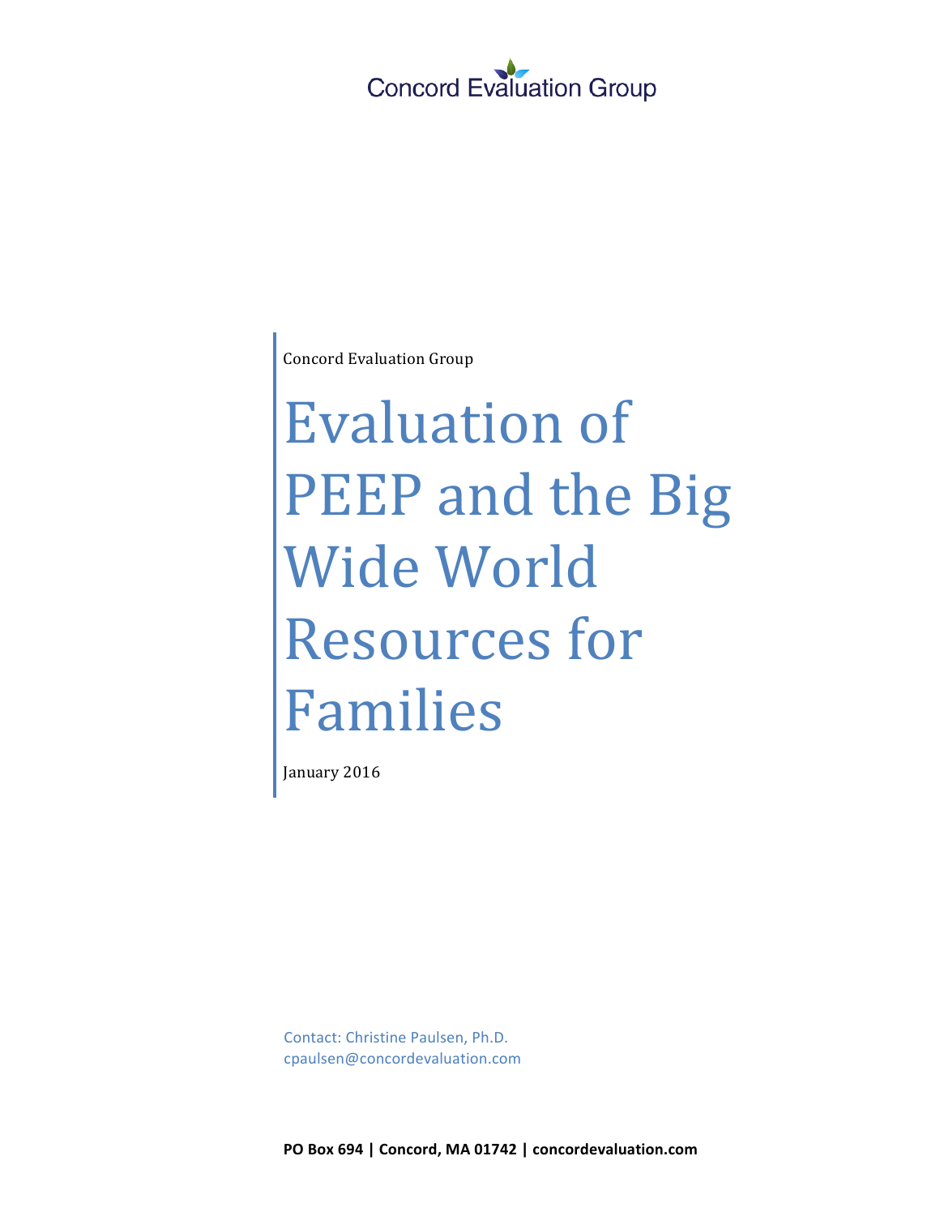Concord Evaluation Group

Concord Evaluation Group

# Evaluation of PEEP and the Big Wide World Resources for Families

January 2016

Contact: Christine Paulsen, Ph.D.
cpaulsen@concordevaluation.com

**PO Box 694 | Concord, MA 01742 | concordevaluation.com**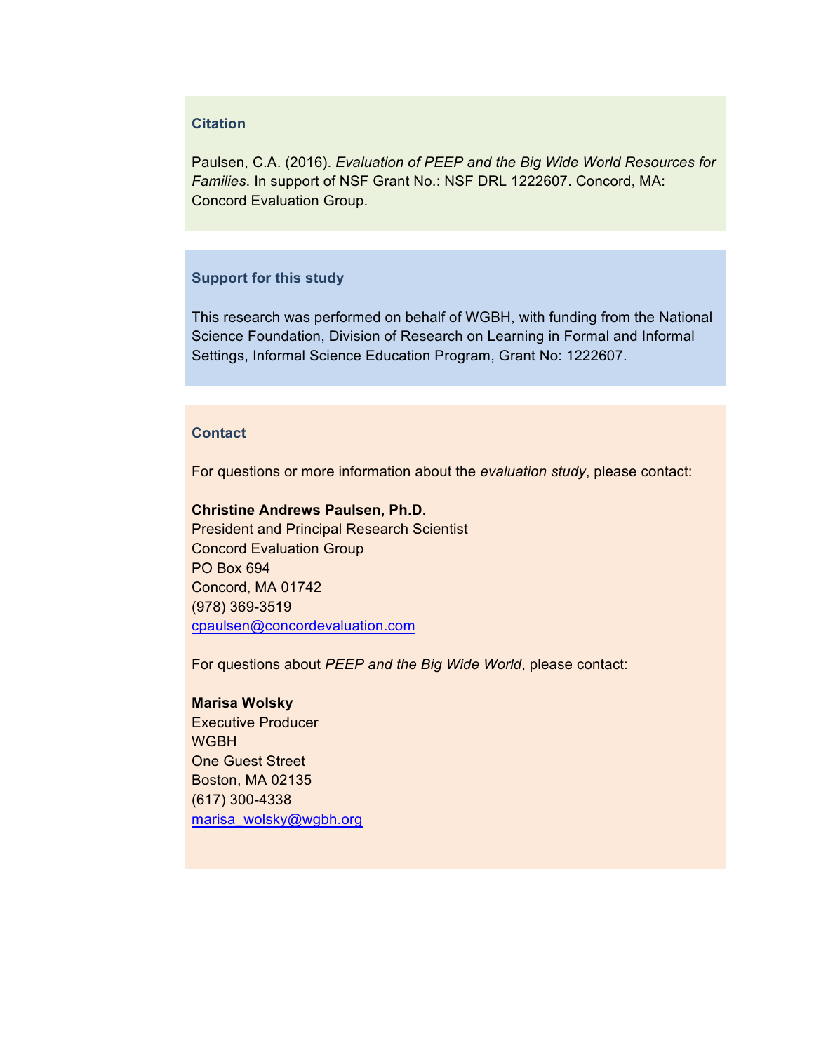### Citation

Paulsen, C.A. (2016). *Evaluation of PEEP and the Big Wide World Resources for Families*. In support of NSF Grant No.: NSF DRL 1222607. Concord, MA: Concord Evaluation Group.

### Support for this study

This research was performed on behalf of WGBH, with funding from the National Science Foundation, Division of Research on Learning in Formal and Informal Settings, Informal Science Education Program, Grant No: 1222607.

### Contact

For questions or more information about the *evaluation study*, please contact:

**Christine Andrews Paulsen, Ph.D.**
President and Principal Research Scientist
Concord Evaluation Group
PO Box 694
Concord, MA 01742
(978) 369-3519
cpaulsen@concordevaluation.com

For questions about *PEEP and the Big Wide World*, please contact:

**Marisa Wolsky**
Executive Producer
WGBH
One Guest Street
Boston, MA 02135
(617) 300-4338
marisa_wolsky@wgbh.org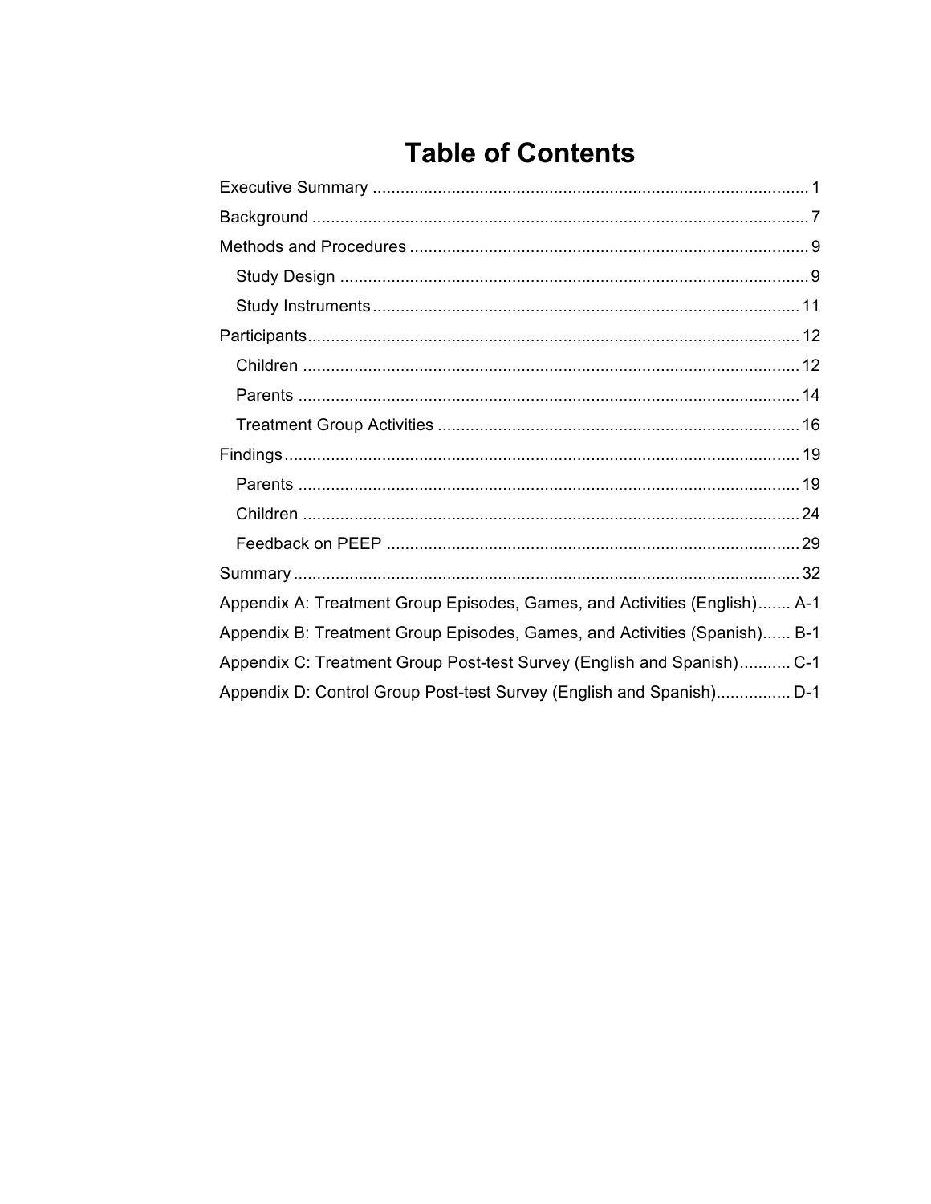# Table of Contents

Executive Summary ........................................................................................ 1

Background ................................................................................................... 7

Methods and Procedures ............................................................................... 9

- Study Design ............................................................................................ 9
- Study Instruments ................................................................................... 11

Participants ................................................................................................... 12

- Children .................................................................................................. 12
- Parents ................................................................................................... 14
- Treatment Group Activities .................................................................... 16

Findings ........................................................................................................ 19

- Parents ................................................................................................... 19
- Children .................................................................................................. 24
- Feedback on PEEP ................................................................................. 29

Summary ...................................................................................................... 32

Appendix A: Treatment Group Episodes, Games, and Activities (English) ....... A-1

Appendix B: Treatment Group Episodes, Games, and Activities (Spanish) ...... B-1

Appendix C: Treatment Group Post-test Survey (English and Spanish) ........... C-1

Appendix D: Control Group Post-test Survey (English and Spanish) ................ D-1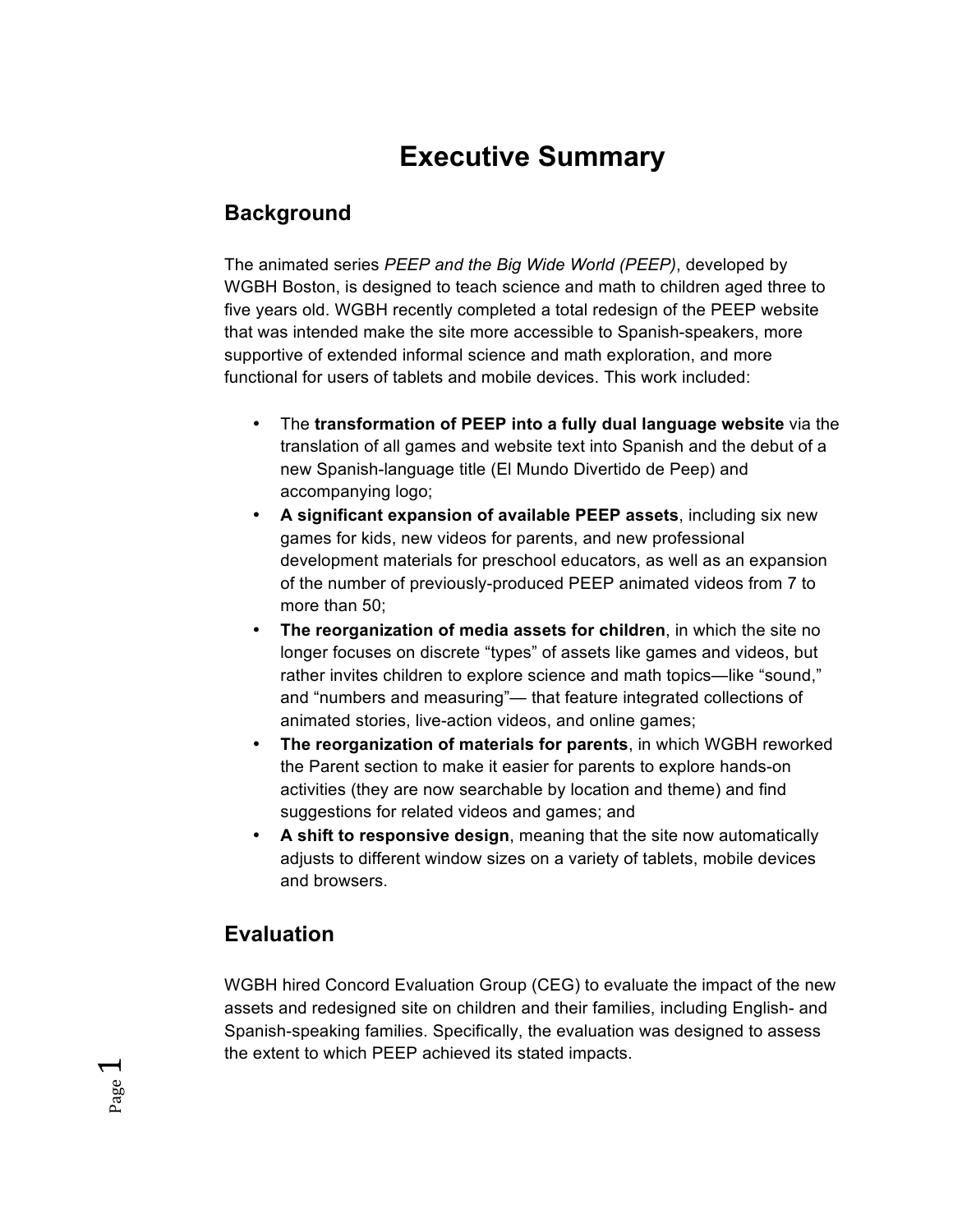# Executive Summary

## Background

The animated series *PEEP and the Big Wide World (PEEP)*, developed by WGBH Boston, is designed to teach science and math to children aged three to five years old. WGBH recently completed a total redesign of the PEEP website that was intended make the site more accessible to Spanish-speakers, more supportive of extended informal science and math exploration, and more functional for users of tablets and mobile devices. This work included:

- The **transformation of PEEP into a fully dual language website** via the translation of all games and website text into Spanish and the debut of a new Spanish-language title (El Mundo Divertido de Peep) and accompanying logo;
- **A significant expansion of available PEEP assets**, including six new games for kids, new videos for parents, and new professional development materials for preschool educators, as well as an expansion of the number of previously-produced PEEP animated videos from 7 to more than 50;
- **The reorganization of media assets for children**, in which the site no longer focuses on discrete "types" of assets like games and videos, but rather invites children to explore science and math topics—like "sound," and "numbers and measuring"— that feature integrated collections of animated stories, live-action videos, and online games;
- **The reorganization of materials for parents**, in which WGBH reworked the Parent section to make it easier for parents to explore hands-on activities (they are now searchable by location and theme) and find suggestions for related videos and games; and
- **A shift to responsive design**, meaning that the site now automatically adjusts to different window sizes on a variety of tablets, mobile devices and browsers.

## Evaluation

WGBH hired Concord Evaluation Group (CEG) to evaluate the impact of the new assets and redesigned site on children and their families, including English- and Spanish-speaking families. Specifically, the evaluation was designed to assess the extent to which PEEP achieved its stated impacts.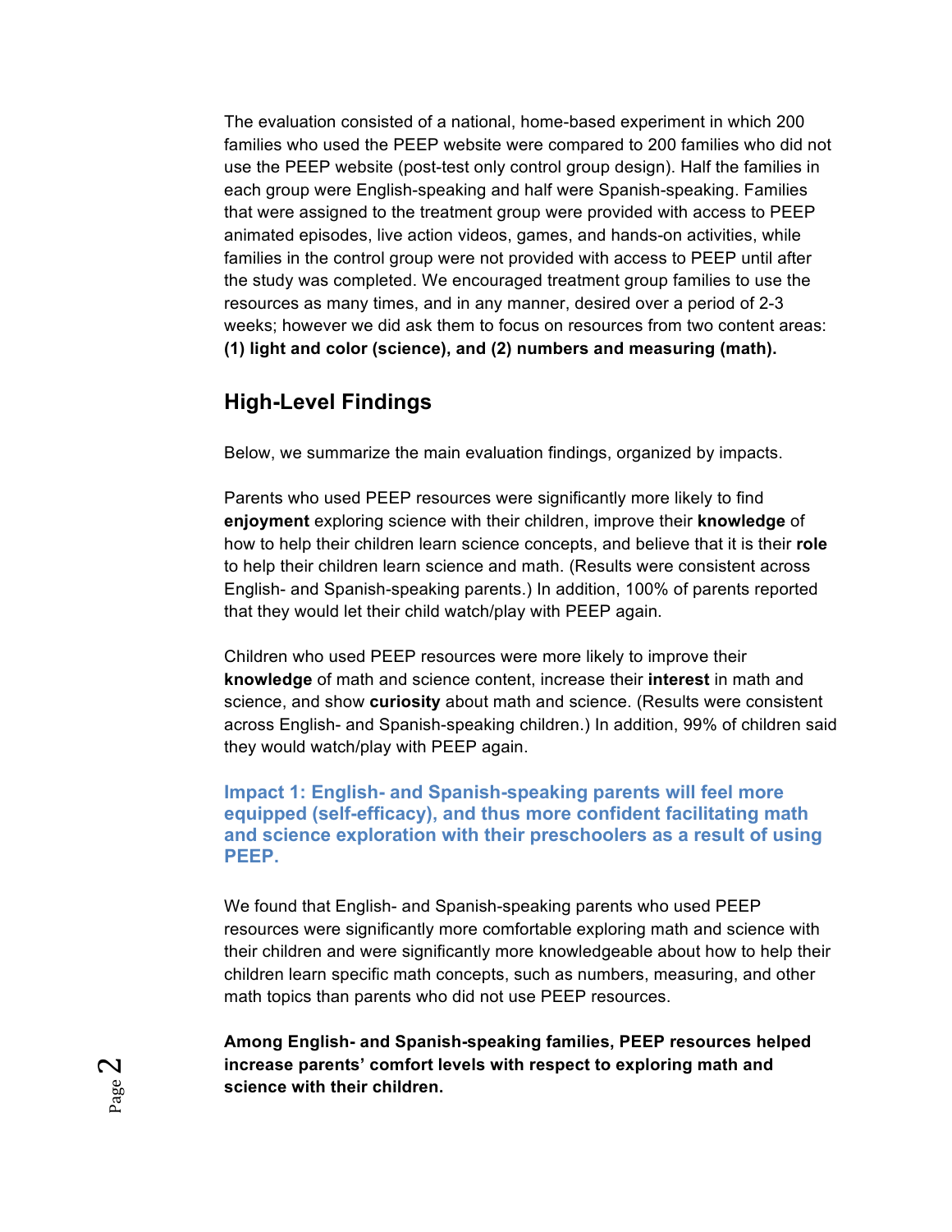The evaluation consisted of a national, home-based experiment in which 200 families who used the PEEP website were compared to 200 families who did not use the PEEP website (post-test only control group design). Half the families in each group were English-speaking and half were Spanish-speaking. Families that were assigned to the treatment group were provided with access to PEEP animated episodes, live action videos, games, and hands-on activities, while families in the control group were not provided with access to PEEP until after the study was completed. We encouraged treatment group families to use the resources as many times, and in any manner, desired over a period of 2-3 weeks; however we did ask them to focus on resources from two content areas: **(1) light and color (science), and (2) numbers and measuring (math).**

## High-Level Findings

Below, we summarize the main evaluation findings, organized by impacts.

Parents who used PEEP resources were significantly more likely to find **enjoyment** exploring science with their children, improve their **knowledge** of how to help their children learn science concepts, and believe that it is their **role** to help their children learn science and math. (Results were consistent across English- and Spanish-speaking parents.) In addition, 100% of parents reported that they would let their child watch/play with PEEP again.

Children who used PEEP resources were more likely to improve their **knowledge** of math and science content, increase their **interest** in math and science, and show **curiosity** about math and science. (Results were consistent across English- and Spanish-speaking children.) In addition, 99% of children said they would watch/play with PEEP again.

### Impact 1: English- and Spanish-speaking parents will feel more equipped (self-efficacy), and thus more confident facilitating math and science exploration with their preschoolers as a result of using PEEP.

We found that English- and Spanish-speaking parents who used PEEP resources were significantly more comfortable exploring math and science with their children and were significantly more knowledgeable about how to help their children learn specific math concepts, such as numbers, measuring, and other math topics than parents who did not use PEEP resources.

**Among English- and Spanish-speaking families, PEEP resources helped increase parents' comfort levels with respect to exploring math and science with their children.**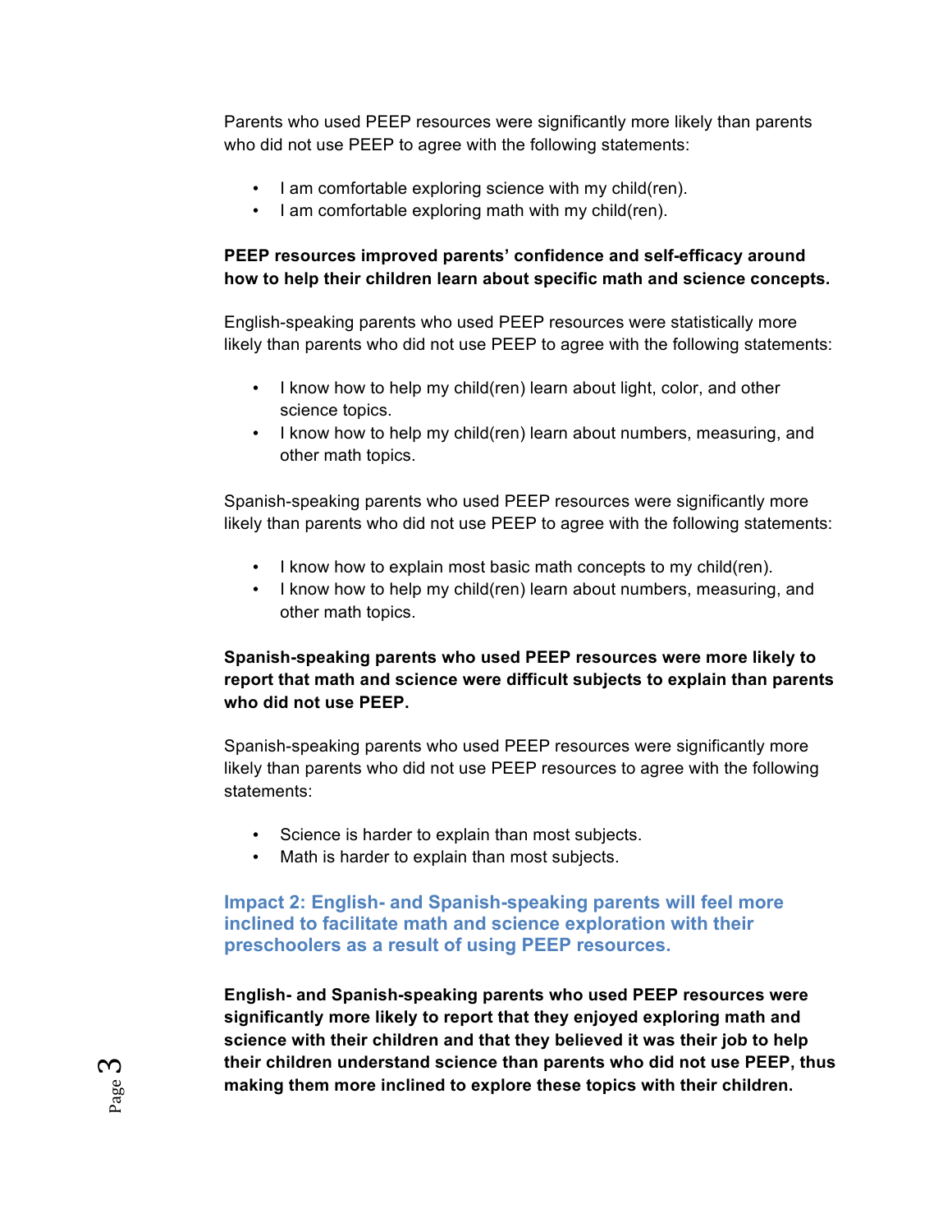Parents who used PEEP resources were significantly more likely than parents who did not use PEEP to agree with the following statements:

- I am comfortable exploring science with my child(ren).
- I am comfortable exploring math with my child(ren).

**PEEP resources improved parents' confidence and self-efficacy around how to help their children learn about specific math and science concepts.**

English-speaking parents who used PEEP resources were statistically more likely than parents who did not use PEEP to agree with the following statements:

- I know how to help my child(ren) learn about light, color, and other science topics.
- I know how to help my child(ren) learn about numbers, measuring, and other math topics.

Spanish-speaking parents who used PEEP resources were significantly more likely than parents who did not use PEEP to agree with the following statements:

- I know how to explain most basic math concepts to my child(ren).
- I know how to help my child(ren) learn about numbers, measuring, and other math topics.

**Spanish-speaking parents who used PEEP resources were more likely to report that math and science were difficult subjects to explain than parents who did not use PEEP.**

Spanish-speaking parents who used PEEP resources were significantly more likely than parents who did not use PEEP resources to agree with the following statements:

- Science is harder to explain than most subjects.
- Math is harder to explain than most subjects.

### Impact 2: English- and Spanish-speaking parents will feel more inclined to facilitate math and science exploration with their preschoolers as a result of using PEEP resources.

**English- and Spanish-speaking parents who used PEEP resources were significantly more likely to report that they enjoyed exploring math and science with their children and that they believed it was their job to help their children understand science than parents who did not use PEEP, thus making them more inclined to explore these topics with their children.**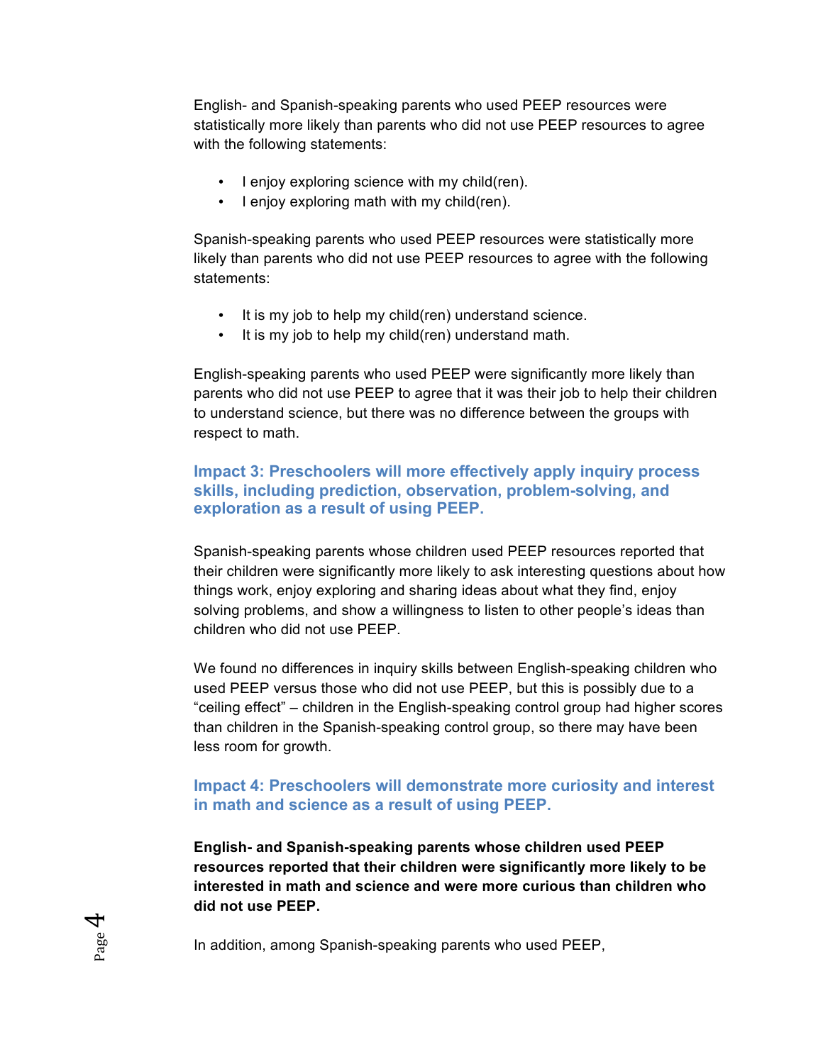English- and Spanish-speaking parents who used PEEP resources were statistically more likely than parents who did not use PEEP resources to agree with the following statements:

- I enjoy exploring science with my child(ren).
- I enjoy exploring math with my child(ren).

Spanish-speaking parents who used PEEP resources were statistically more likely than parents who did not use PEEP resources to agree with the following statements:

- It is my job to help my child(ren) understand science.
- It is my job to help my child(ren) understand math.

English-speaking parents who used PEEP were significantly more likely than parents who did not use PEEP to agree that it was their job to help their children to understand science, but there was no difference between the groups with respect to math.

### Impact 3: Preschoolers will more effectively apply inquiry process skills, including prediction, observation, problem-solving, and exploration as a result of using PEEP.

Spanish-speaking parents whose children used PEEP resources reported that their children were significantly more likely to ask interesting questions about how things work, enjoy exploring and sharing ideas about what they find, enjoy solving problems, and show a willingness to listen to other people's ideas than children who did not use PEEP.

We found no differences in inquiry skills between English-speaking children who used PEEP versus those who did not use PEEP, but this is possibly due to a "ceiling effect" – children in the English-speaking control group had higher scores than children in the Spanish-speaking control group, so there may have been less room for growth.

### Impact 4: Preschoolers will demonstrate more curiosity and interest in math and science as a result of using PEEP.

**English- and Spanish-speaking parents whose children used PEEP resources reported that their children were significantly more likely to be interested in math and science and were more curious than children who did not use PEEP.**

In addition, among Spanish-speaking parents who used PEEP,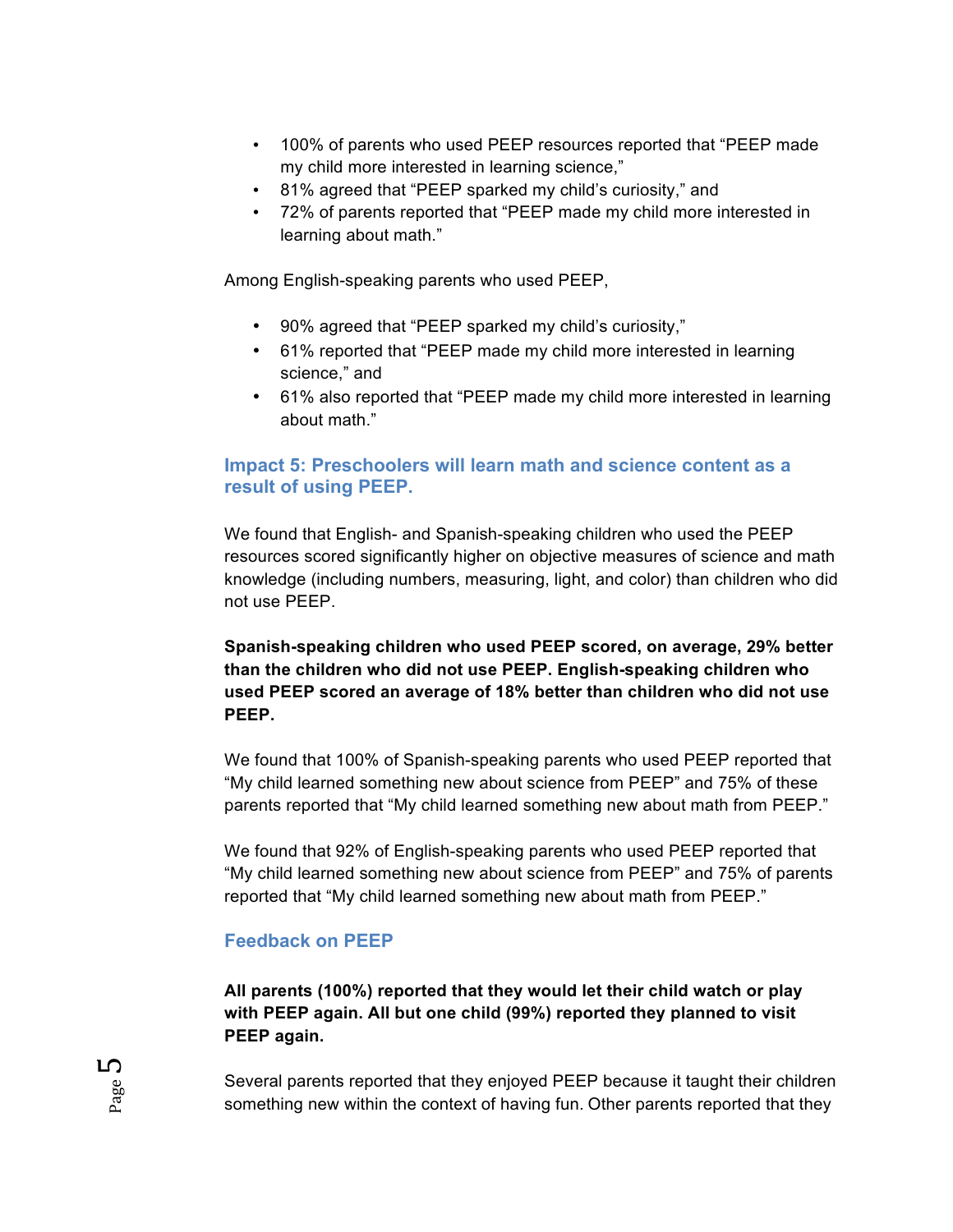- 100% of parents who used PEEP resources reported that “PEEP made my child more interested in learning science,”
- 81% agreed that “PEEP sparked my child’s curiosity,” and
- 72% of parents reported that “PEEP made my child more interested in learning about math.”

Among English-speaking parents who used PEEP,

- 90% agreed that “PEEP sparked my child’s curiosity,”
- 61% reported that “PEEP made my child more interested in learning science,” and
- 61% also reported that “PEEP made my child more interested in learning about math.”

### Impact 5: Preschoolers will learn math and science content as a result of using PEEP.

We found that English- and Spanish-speaking children who used the PEEP resources scored significantly higher on objective measures of science and math knowledge (including numbers, measuring, light, and color) than children who did not use PEEP.

**Spanish-speaking children who used PEEP scored, on average, 29% better than the children who did not use PEEP. English-speaking children who used PEEP scored an average of 18% better than children who did not use PEEP.**

We found that 100% of Spanish-speaking parents who used PEEP reported that “My child learned something new about science from PEEP” and 75% of these parents reported that “My child learned something new about math from PEEP.”

We found that 92% of English-speaking parents who used PEEP reported that “My child learned something new about science from PEEP” and 75% of parents reported that “My child learned something new about math from PEEP.”

### Feedback on PEEP

**All parents (100%) reported that they would let their child watch or play with PEEP again. All but one child (99%) reported they planned to visit PEEP again.**

Several parents reported that they enjoyed PEEP because it taught their children something new within the context of having fun. Other parents reported that they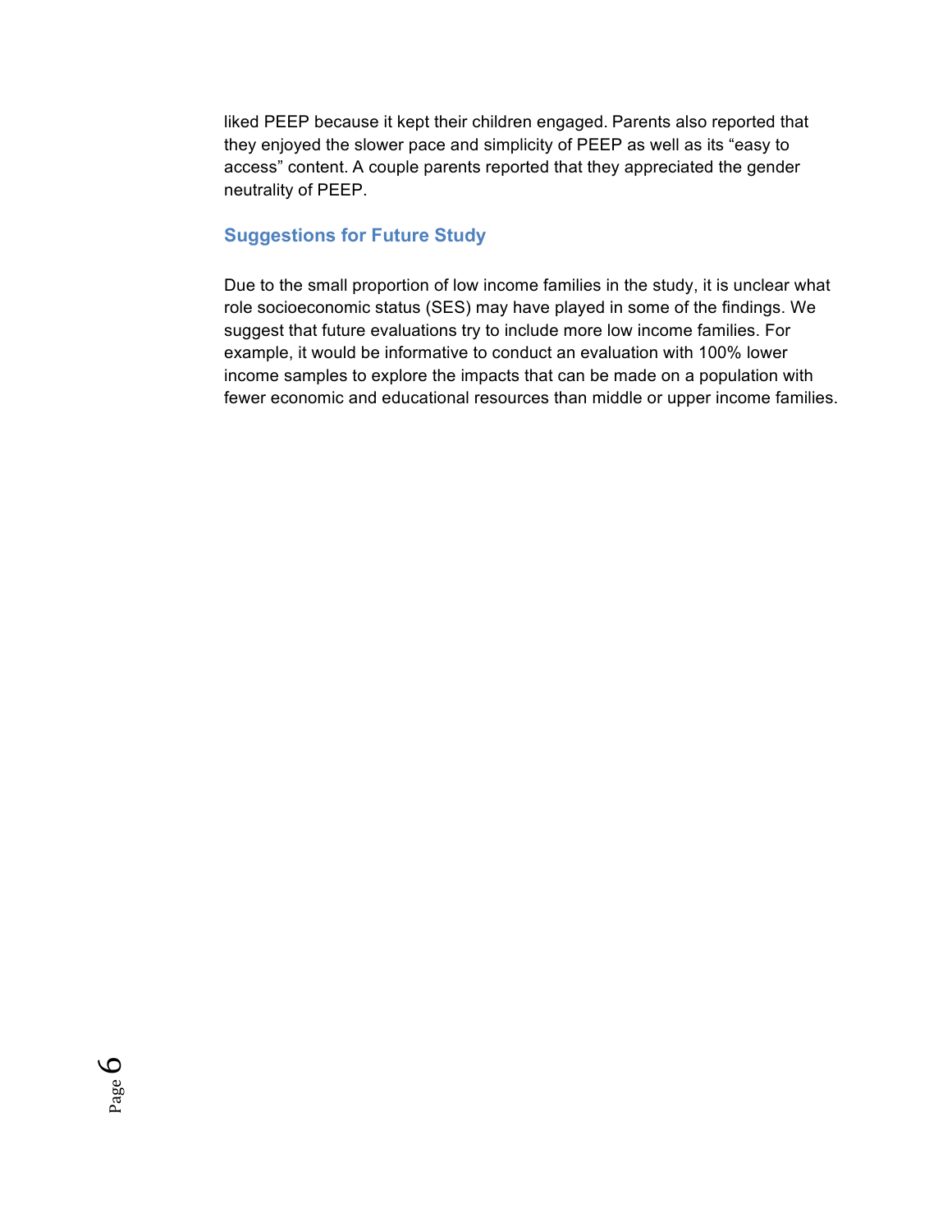liked PEEP because it kept their children engaged. Parents also reported that they enjoyed the slower pace and simplicity of PEEP as well as its "easy to access" content. A couple parents reported that they appreciated the gender neutrality of PEEP.

### Suggestions for Future Study

Due to the small proportion of low income families in the study, it is unclear what role socioeconomic status (SES) may have played in some of the findings. We suggest that future evaluations try to include more low income families. For example, it would be informative to conduct an evaluation with 100% lower income samples to explore the impacts that can be made on a population with fewer economic and educational resources than middle or upper income families.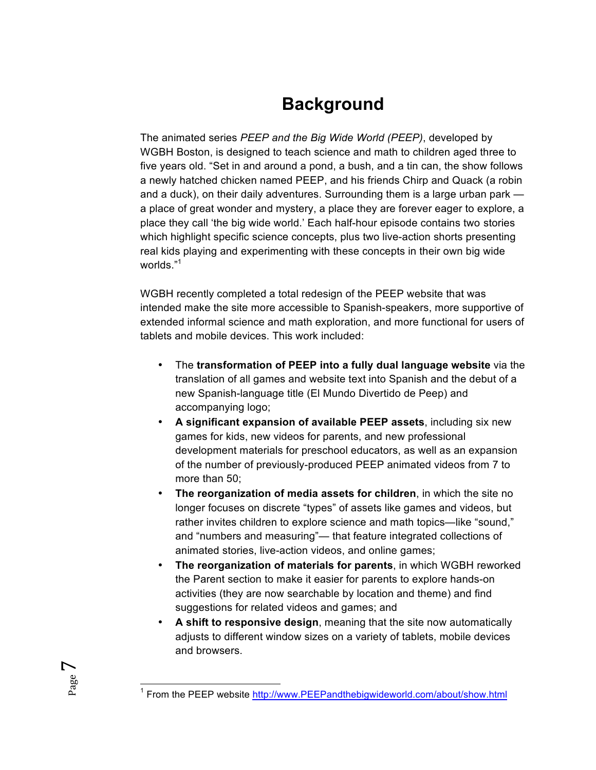# Background

The animated series *PEEP and the Big Wide World (PEEP)*, developed by WGBH Boston, is designed to teach science and math to children aged three to five years old. "Set in and around a pond, a bush, and a tin can, the show follows a newly hatched chicken named PEEP, and his friends Chirp and Quack (a robin and a duck), on their daily adventures. Surrounding them is a large urban park — a place of great wonder and mystery, a place they are forever eager to explore, a place they call 'the big wide world.' Each half-hour episode contains two stories which highlight specific science concepts, plus two live-action shorts presenting real kids playing and experimenting with these concepts in their own big wide worlds."[1]

WGBH recently completed a total redesign of the PEEP website that was intended make the site more accessible to Spanish-speakers, more supportive of extended informal science and math exploration, and more functional for users of tablets and mobile devices. This work included:

- The **transformation of PEEP into a fully dual language website** via the translation of all games and website text into Spanish and the debut of a new Spanish-language title (El Mundo Divertido de Peep) and accompanying logo;
- **A significant expansion of available PEEP assets**, including six new games for kids, new videos for parents, and new professional development materials for preschool educators, as well as an expansion of the number of previously-produced PEEP animated videos from 7 to more than 50;
- **The reorganization of media assets for children**, in which the site no longer focuses on discrete "types" of assets like games and videos, but rather invites children to explore science and math topics—like "sound," and "numbers and measuring"— that feature integrated collections of animated stories, live-action videos, and online games;
- **The reorganization of materials for parents**, in which WGBH reworked the Parent section to make it easier for parents to explore hands-on activities (they are now searchable by location and theme) and find suggestions for related videos and games; and
- **A shift to responsive design**, meaning that the site now automatically adjusts to different window sizes on a variety of tablets, mobile devices and browsers.

---

[1] From the PEEP website http://www.PEEPandthebigwideworld.com/about/show.html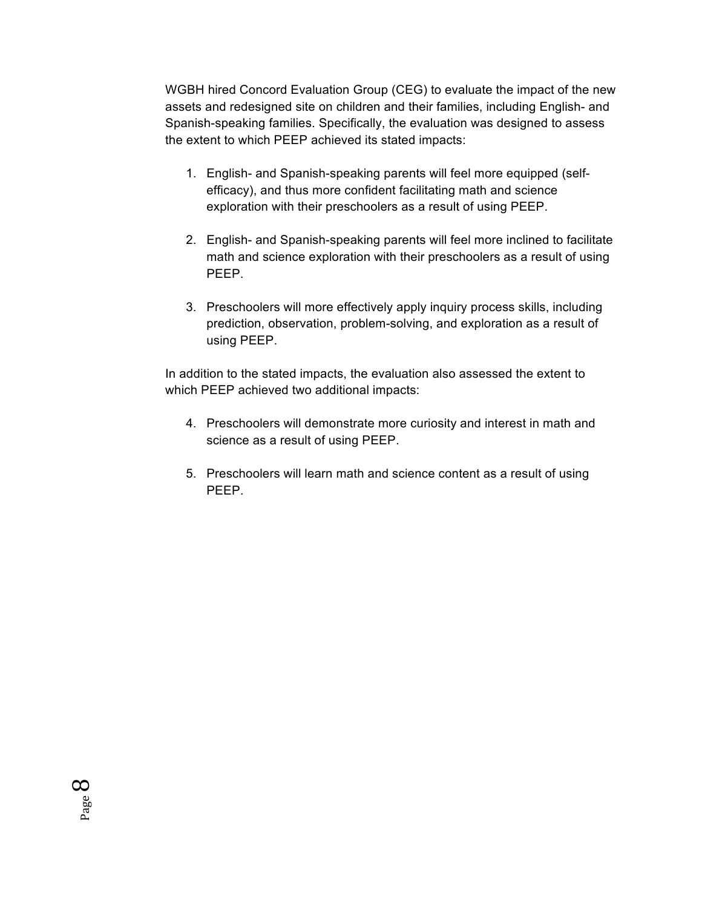WGBH hired Concord Evaluation Group (CEG) to evaluate the impact of the new assets and redesigned site on children and their families, including English- and Spanish-speaking families. Specifically, the evaluation was designed to assess the extent to which PEEP achieved its stated impacts:

1. English- and Spanish-speaking parents will feel more equipped (self-efficacy), and thus more confident facilitating math and science exploration with their preschoolers as a result of using PEEP.

2. English- and Spanish-speaking parents will feel more inclined to facilitate math and science exploration with their preschoolers as a result of using PEEP.

3. Preschoolers will more effectively apply inquiry process skills, including prediction, observation, problem-solving, and exploration as a result of using PEEP.

In addition to the stated impacts, the evaluation also assessed the extent to which PEEP achieved two additional impacts:

4. Preschoolers will demonstrate more curiosity and interest in math and science as a result of using PEEP.

5. Preschoolers will learn math and science content as a result of using PEEP.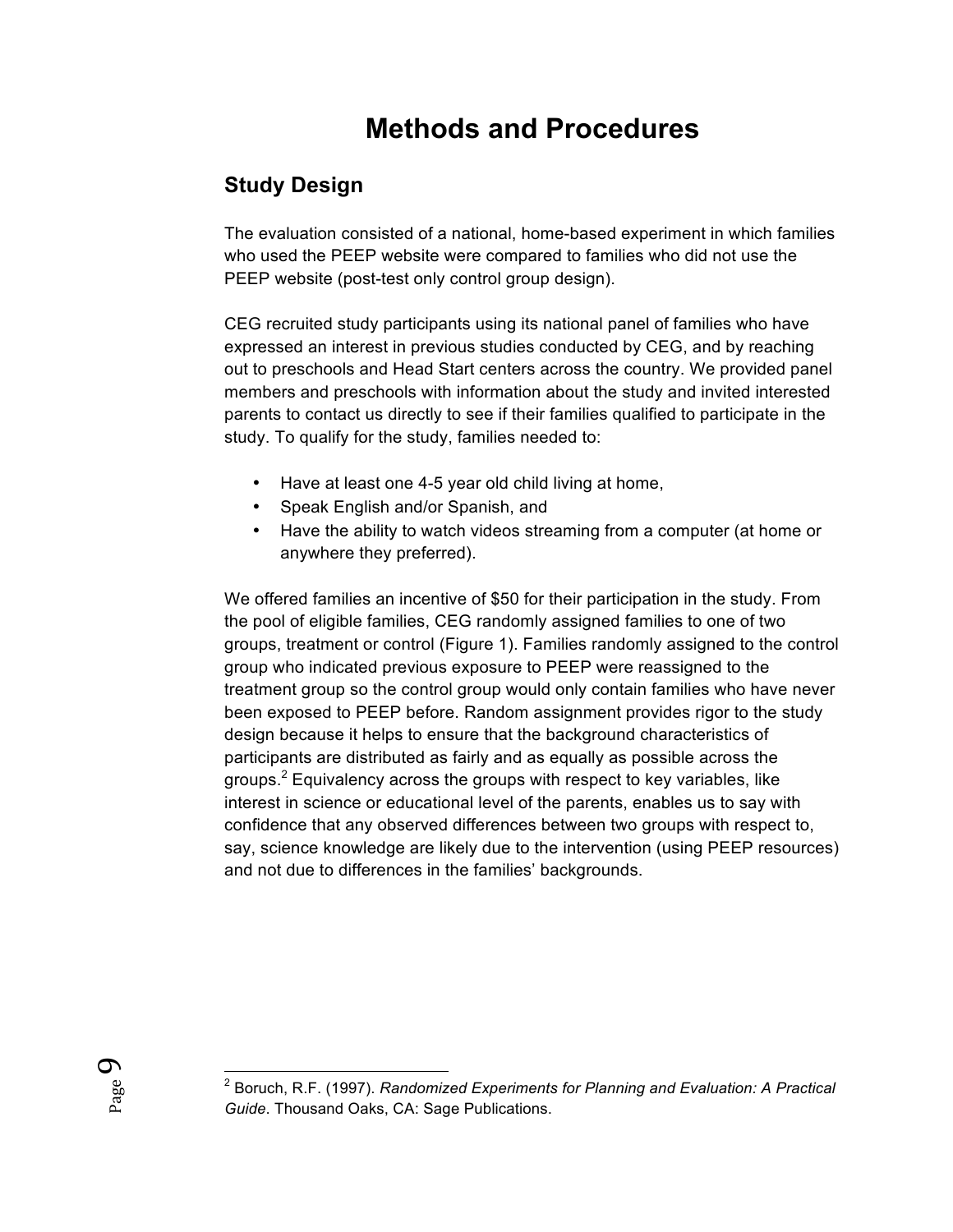# Methods and Procedures

## Study Design

The evaluation consisted of a national, home-based experiment in which families who used the PEEP website were compared to families who did not use the PEEP website (post-test only control group design).

CEG recruited study participants using its national panel of families who have expressed an interest in previous studies conducted by CEG, and by reaching out to preschools and Head Start centers across the country. We provided panel members and preschools with information about the study and invited interested parents to contact us directly to see if their families qualified to participate in the study. To qualify for the study, families needed to:

- Have at least one 4-5 year old child living at home,
- Speak English and/or Spanish, and
- Have the ability to watch videos streaming from a computer (at home or anywhere they preferred).

We offered families an incentive of $50 for their participation in the study. From the pool of eligible families, CEG randomly assigned families to one of two groups, treatment or control (Figure 1). Families randomly assigned to the control group who indicated previous exposure to PEEP were reassigned to the treatment group so the control group would only contain families who have never been exposed to PEEP before. Random assignment provides rigor to the study design because it helps to ensure that the background characteristics of participants are distributed as fairly and as equally as possible across the groups.[2] Equivalency across the groups with respect to key variables, like interest in science or educational level of the parents, enables us to say with confidence that any observed differences between two groups with respect to, say, science knowledge are likely due to the intervention (using PEEP resources) and not due to differences in the families' backgrounds.

[2] Boruch, R.F. (1997). *Randomized Experiments for Planning and Evaluation: A Practical Guide*. Thousand Oaks, CA: Sage Publications.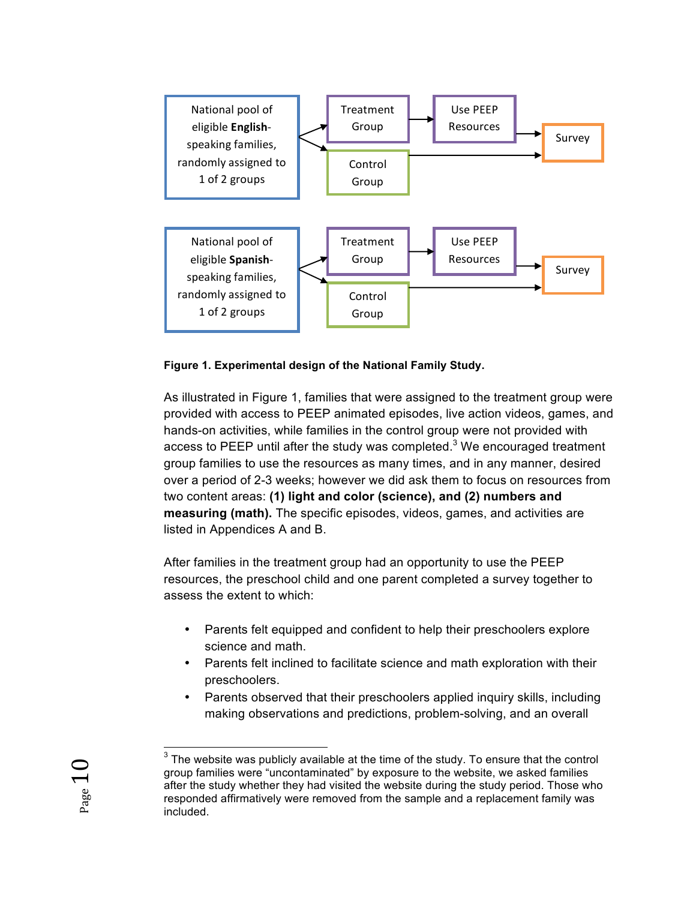National pool of eligible **English**-speaking families, randomly assigned to 1 of 2 groups → Treatment Group → Use PEEP Resources → Survey; Control Group → Survey

National pool of eligible **Spanish**-speaking families, randomly assigned to 1 of 2 groups → Treatment Group → Use PEEP Resources → Survey; Control Group → Survey

**Figure 1. Experimental design of the National Family Study.**

As illustrated in Figure 1, families that were assigned to the treatment group were provided with access to PEEP animated episodes, live action videos, games, and hands-on activities, while families in the control group were not provided with access to PEEP until after the study was completed.[3] We encouraged treatment group families to use the resources as many times, and in any manner, desired over a period of 2-3 weeks; however we did ask them to focus on resources from two content areas: **(1) light and color (science), and (2) numbers and measuring (math).** The specific episodes, videos, games, and activities are listed in Appendices A and B.

After families in the treatment group had an opportunity to use the PEEP resources, the preschool child and one parent completed a survey together to assess the extent to which:

- Parents felt equipped and confident to help their preschoolers explore science and math.
- Parents felt inclined to facilitate science and math exploration with their preschoolers.
- Parents observed that their preschoolers applied inquiry skills, including making observations and predictions, problem-solving, and an overall

[3] The website was publicly available at the time of the study. To ensure that the control group families were "uncontaminated" by exposure to the website, we asked families after the study whether they had visited the website during the study period. Those who responded affirmatively were removed from the sample and a replacement family was included.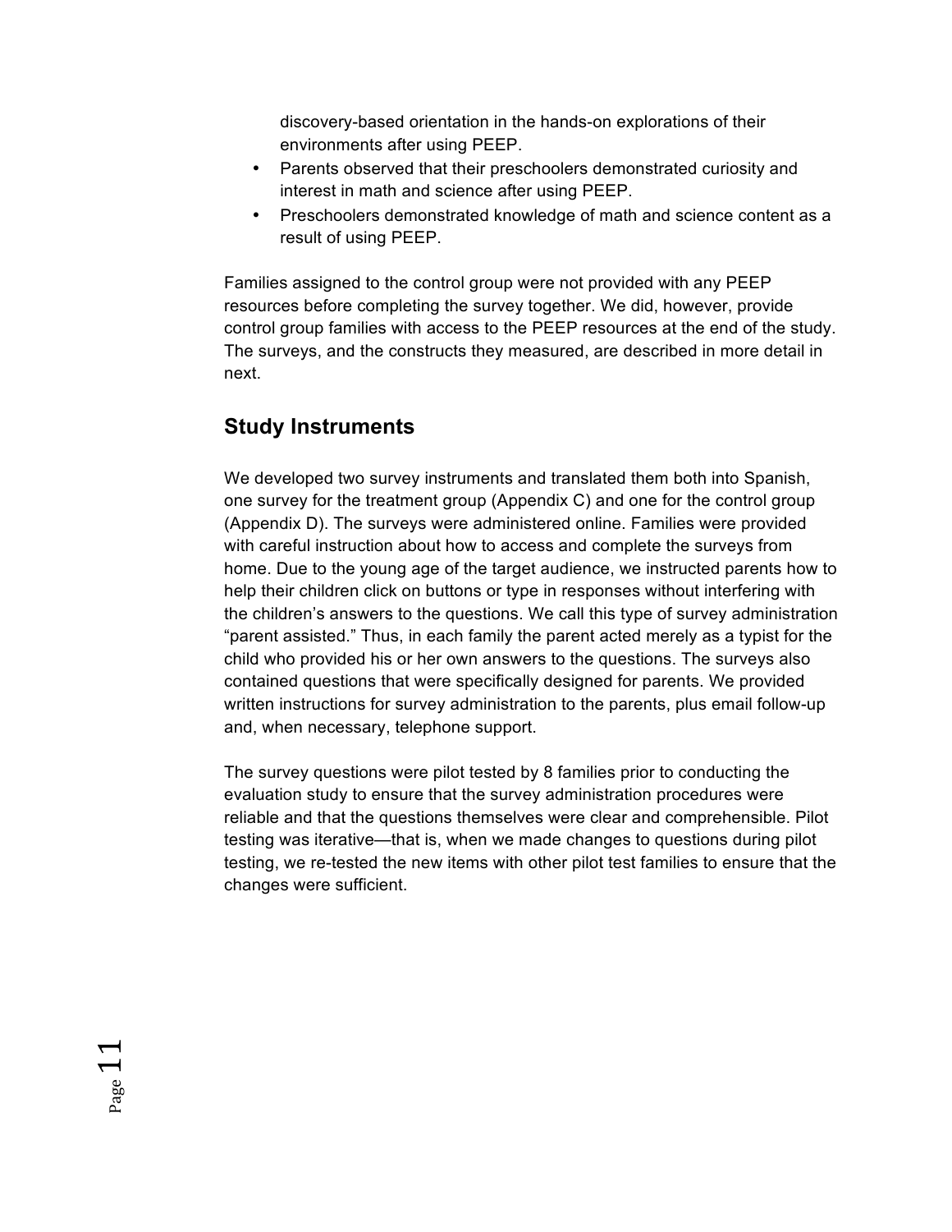discovery-based orientation in the hands-on explorations of their environments after using PEEP.

- Parents observed that their preschoolers demonstrated curiosity and interest in math and science after using PEEP.
- Preschoolers demonstrated knowledge of math and science content as a result of using PEEP.

Families assigned to the control group were not provided with any PEEP resources before completing the survey together. We did, however, provide control group families with access to the PEEP resources at the end of the study. The surveys, and the constructs they measured, are described in more detail in next.

## Study Instruments

We developed two survey instruments and translated them both into Spanish, one survey for the treatment group (Appendix C) and one for the control group (Appendix D). The surveys were administered online. Families were provided with careful instruction about how to access and complete the surveys from home. Due to the young age of the target audience, we instructed parents how to help their children click on buttons or type in responses without interfering with the children's answers to the questions. We call this type of survey administration "parent assisted." Thus, in each family the parent acted merely as a typist for the child who provided his or her own answers to the questions. The surveys also contained questions that were specifically designed for parents. We provided written instructions for survey administration to the parents, plus email follow-up and, when necessary, telephone support.

The survey questions were pilot tested by 8 families prior to conducting the evaluation study to ensure that the survey administration procedures were reliable and that the questions themselves were clear and comprehensible. Pilot testing was iterative—that is, when we made changes to questions during pilot testing, we re-tested the new items with other pilot test families to ensure that the changes were sufficient.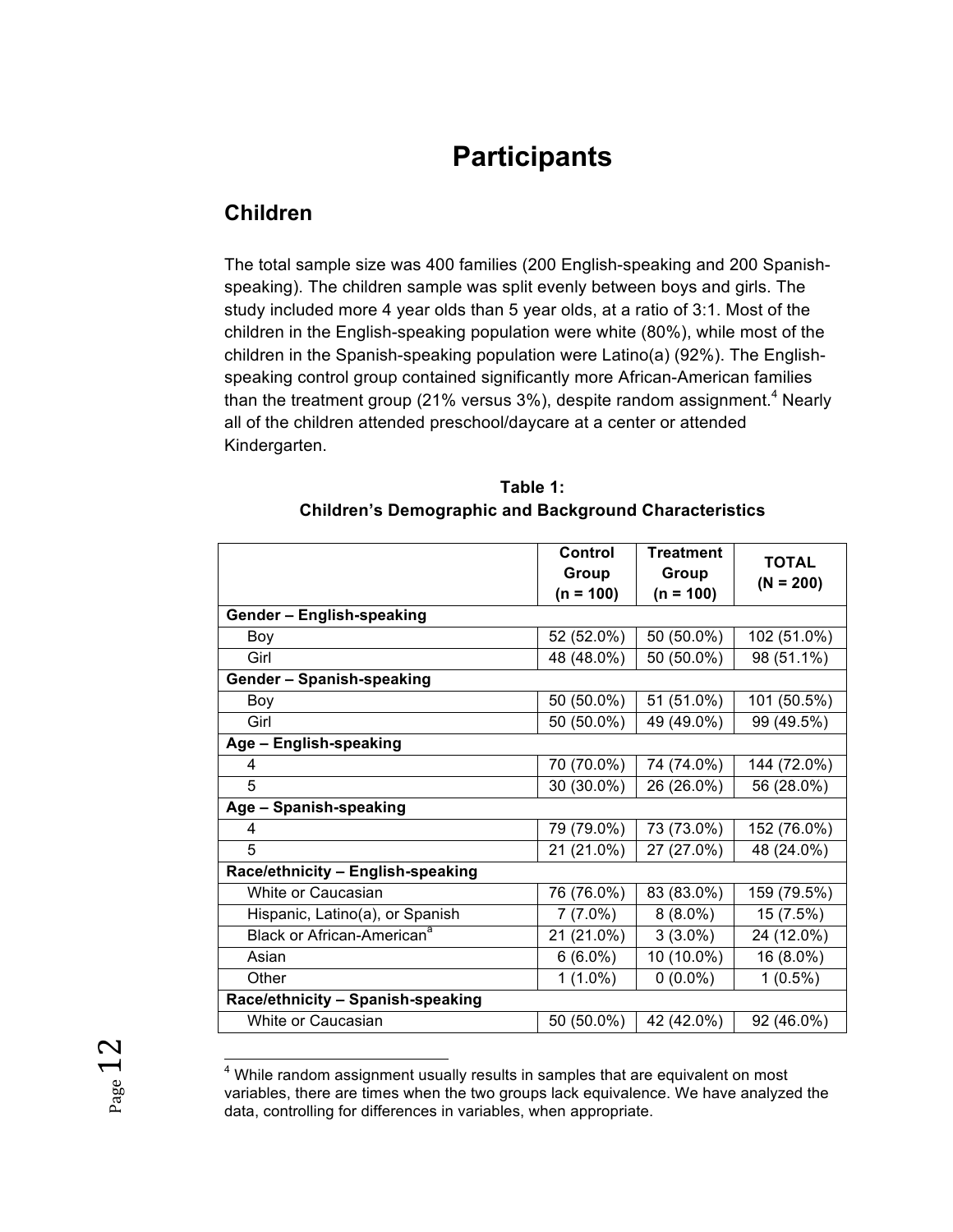# Participants

## Children

The total sample size was 400 families (200 English-speaking and 200 Spanish-speaking). The children sample was split evenly between boys and girls. The study included more 4 year olds than 5 year olds, at a ratio of 3:1. Most of the children in the English-speaking population were white (80%), while most of the children in the Spanish-speaking population were Latino(a) (92%). The English-speaking control group contained significantly more African-American families than the treatment group (21% versus 3%), despite random assignment.[4] Nearly all of the children attended preschool/daycare at a center or attended Kindergarten.

**Table 1:**
**Children's Demographic and Background Characteristics**

| | Control Group (n = 100) | Treatment Group (n = 100) | TOTAL (N = 200) |
|---|---|---|---|
| **Gender – English-speaking** | | | |
| Boy | 52 (52.0%) | 50 (50.0%) | 102 (51.0%) |
| Girl | 48 (48.0%) | 50 (50.0%) | 98 (51.1%) |
| **Gender – Spanish-speaking** | | | |
| Boy | 50 (50.0%) | 51 (51.0%) | 101 (50.5%) |
| Girl | 50 (50.0%) | 49 (49.0%) | 99 (49.5%) |
| **Age – English-speaking** | | | |
| 4 | 70 (70.0%) | 74 (74.0%) | 144 (72.0%) |
| 5 | 30 (30.0%) | 26 (26.0%) | 56 (28.0%) |
| **Age – Spanish-speaking** | | | |
| 4 | 79 (79.0%) | 73 (73.0%) | 152 (76.0%) |
| 5 | 21 (21.0%) | 27 (27.0%) | 48 (24.0%) |
| **Race/ethnicity – English-speaking** | | | |
| White or Caucasian | 76 (76.0%) | 83 (83.0%) | 159 (79.5%) |
| Hispanic, Latino(a), or Spanish | 7 (7.0%) | 8 (8.0%) | 15 (7.5%) |
| Black or African-American[a] | 21 (21.0%) | 3 (3.0%) | 24 (12.0%) |
| Asian | 6 (6.0%) | 10 (10.0%) | 16 (8.0%) |
| Other | 1 (1.0%) | 0 (0.0%) | 1 (0.5%) |
| **Race/ethnicity – Spanish-speaking** | | | |
| White or Caucasian | 50 (50.0%) | 42 (42.0%) | 92 (46.0%) |

[4] While random assignment usually results in samples that are equivalent on most variables, there are times when the two groups lack equivalence. We have analyzed the data, controlling for differences in variables, when appropriate.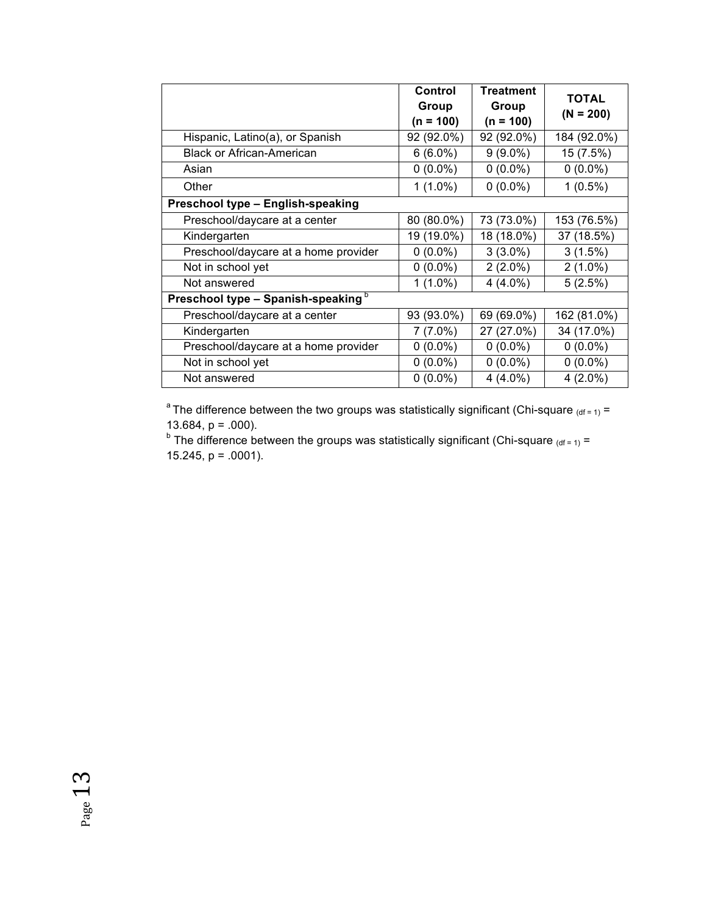| | Control Group (n = 100) | Treatment Group (n = 100) | TOTAL (N = 200) |
|---|---|---|---|
| Hispanic, Latino(a), or Spanish | 92 (92.0%) | 92 (92.0%) | 184 (92.0%) |
| Black or African-American | 6 (6.0%) | 9 (9.0%) | 15 (7.5%) |
| Asian | 0 (0.0%) | 0 (0.0%) | 0 (0.0%) |
| Other | 1 (1.0%) | 0 (0.0%) | 1 (0.5%) |
| **Preschool type – English-speaking** | | | |
| Preschool/daycare at a center | 80 (80.0%) | 73 (73.0%) | 153 (76.5%) |
| Kindergarten | 19 (19.0%) | 18 (18.0%) | 37 (18.5%) |
| Preschool/daycare at a home provider | 0 (0.0%) | 3 (3.0%) | 3 (1.5%) |
| Not in school yet | 0 (0.0%) | 2 (2.0%) | 2 (1.0%) |
| Not answered | 1 (1.0%) | 4 (4.0%) | 5 (2.5%) |
| **Preschool type – Spanish-speaking** [b] | | | |
| Preschool/daycare at a center | 93 (93.0%) | 69 (69.0%) | 162 (81.0%) |
| Kindergarten | 7 (7.0%) | 27 (27.0%) | 34 (17.0%) |
| Preschool/daycare at a home provider | 0 (0.0%) | 0 (0.0%) | 0 (0.0%) |
| Not in school yet | 0 (0.0%) | 0 (0.0%) | 0 (0.0%) |
| Not answered | 0 (0.0%) | 4 (4.0%) | 4 (2.0%) |

[a] The difference between the two groups was statistically significant (Chi-square $_{(df = 1)}$ = 13.684, p = .000).

[b] The difference between the groups was statistically significant (Chi-square $_{(df = 1)}$ = 15.245, p = .0001).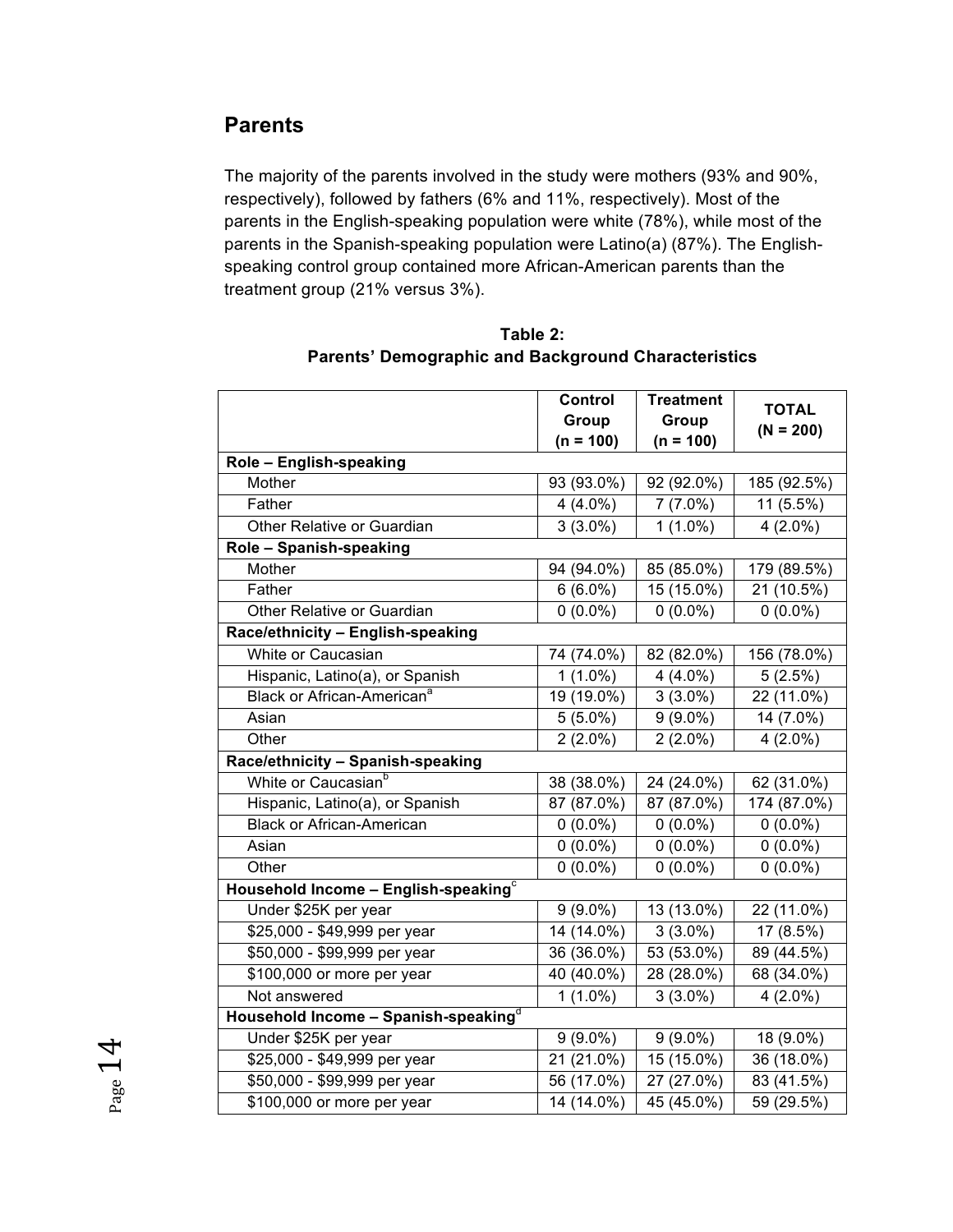## Parents

The majority of the parents involved in the study were mothers (93% and 90%, respectively), followed by fathers (6% and 11%, respectively). Most of the parents in the English-speaking population were white (78%), while most of the parents in the Spanish-speaking population were Latino(a) (87%). The English-speaking control group contained more African-American parents than the treatment group (21% versus 3%).

**Table 2:**
**Parents' Demographic and Background Characteristics**

| | Control Group (n = 100) | Treatment Group (n = 100) | TOTAL (N = 200) |
|---|---|---|---|
| **Role – English-speaking** | | | |
| Mother | 93 (93.0%) | 92 (92.0%) | 185 (92.5%) |
| Father | 4 (4.0%) | 7 (7.0%) | 11 (5.5%) |
| Other Relative or Guardian | 3 (3.0%) | 1 (1.0%) | 4 (2.0%) |
| **Role – Spanish-speaking** | | | |
| Mother | 94 (94.0%) | 85 (85.0%) | 179 (89.5%) |
| Father | 6 (6.0%) | 15 (15.0%) | 21 (10.5%) |
| Other Relative or Guardian | 0 (0.0%) | 0 (0.0%) | 0 (0.0%) |
| **Race/ethnicity – English-speaking** | | | |
| White or Caucasian | 74 (74.0%) | 82 (82.0%) | 156 (78.0%) |
| Hispanic, Latino(a), or Spanish | 1 (1.0%) | 4 (4.0%) | 5 (2.5%) |
| Black or African-American[a] | 19 (19.0%) | 3 (3.0%) | 22 (11.0%) |
| Asian | 5 (5.0%) | 9 (9.0%) | 14 (7.0%) |
| Other | 2 (2.0%) | 2 (2.0%) | 4 (2.0%) |
| **Race/ethnicity – Spanish-speaking** | | | |
| White or Caucasian[b] | 38 (38.0%) | 24 (24.0%) | 62 (31.0%) |
| Hispanic, Latino(a), or Spanish | 87 (87.0%) | 87 (87.0%) | 174 (87.0%) |
| Black or African-American | 0 (0.0%) | 0 (0.0%) | 0 (0.0%) |
| Asian | 0 (0.0%) | 0 (0.0%) | 0 (0.0%) |
| Other | 0 (0.0%) | 0 (0.0%) | 0 (0.0%) |
| **Household Income – English-speaking[c]** | | | |
| Under $25K per year | 9 (9.0%) | 13 (13.0%) | 22 (11.0%) |
| $25,000 - $49,999 per year | 14 (14.0%) | 3 (3.0%) | 17 (8.5%) |
| $50,000 - $99,999 per year | 36 (36.0%) | 53 (53.0%) | 89 (44.5%) |
| $100,000 or more per year | 40 (40.0%) | 28 (28.0%) | 68 (34.0%) |
| Not answered | 1 (1.0%) | 3 (3.0%) | 4 (2.0%) |
| **Household Income – Spanish-speaking[d]** | | | |
| Under $25K per year | 9 (9.0%) | 9 (9.0%) | 18 (9.0%) |
| $25,000 - $49,999 per year | 21 (21.0%) | 15 (15.0%) | 36 (18.0%) |
| $50,000 - $99,999 per year | 56 (17.0%) | 27 (27.0%) | 83 (41.5%) |
| $100,000 or more per year | 14 (14.0%) | 45 (45.0%) | 59 (29.5%) |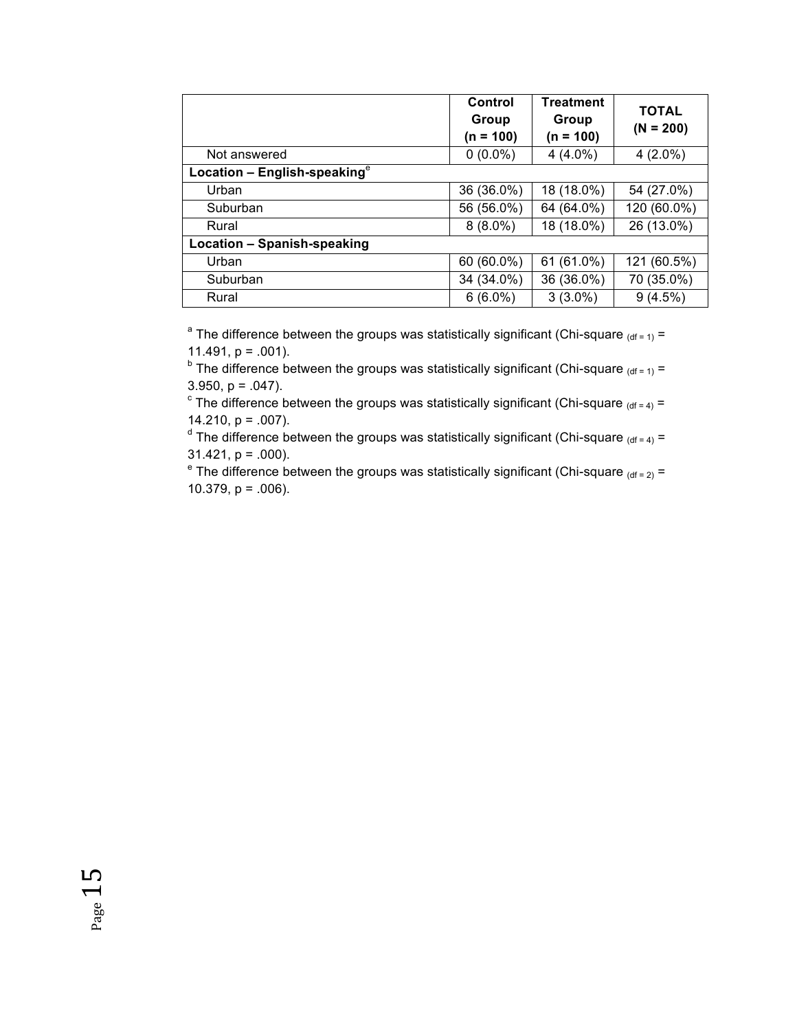| | Control Group (n = 100) | Treatment Group (n = 100) | TOTAL (N = 200) |
|---|---|---|---|
| Not answered | 0 (0.0%) | 4 (4.0%) | 4 (2.0%) |
| **Location – English-speaking**[e] | | | |
| Urban | 36 (36.0%) | 18 (18.0%) | 54 (27.0%) |
| Suburban | 56 (56.0%) | 64 (64.0%) | 120 (60.0%) |
| Rural | 8 (8.0%) | 18 (18.0%) | 26 (13.0%) |
| **Location – Spanish-speaking** | | | |
| Urban | 60 (60.0%) | 61 (61.0%) | 121 (60.5%) |
| Suburban | 34 (34.0%) | 36 (36.0%) | 70 (35.0%) |
| Rural | 6 (6.0%) | 3 (3.0%) | 9 (4.5%) |

[a] The difference between the groups was statistically significant (Chi-square $_{(df = 1)}$ = 11.491, $p = .001$).
[b] The difference between the groups was statistically significant (Chi-square $_{(df = 1)}$ = 3.950, $p = .047$).
[c] The difference between the groups was statistically significant (Chi-square $_{(df = 4)}$ = 14.210, $p = .007$).
[d] The difference between the groups was statistically significant (Chi-square $_{(df = 4)}$ = 31.421, $p = .000$).
[e] The difference between the groups was statistically significant (Chi-square $_{(df = 2)}$ = 10.379, $p = .006$).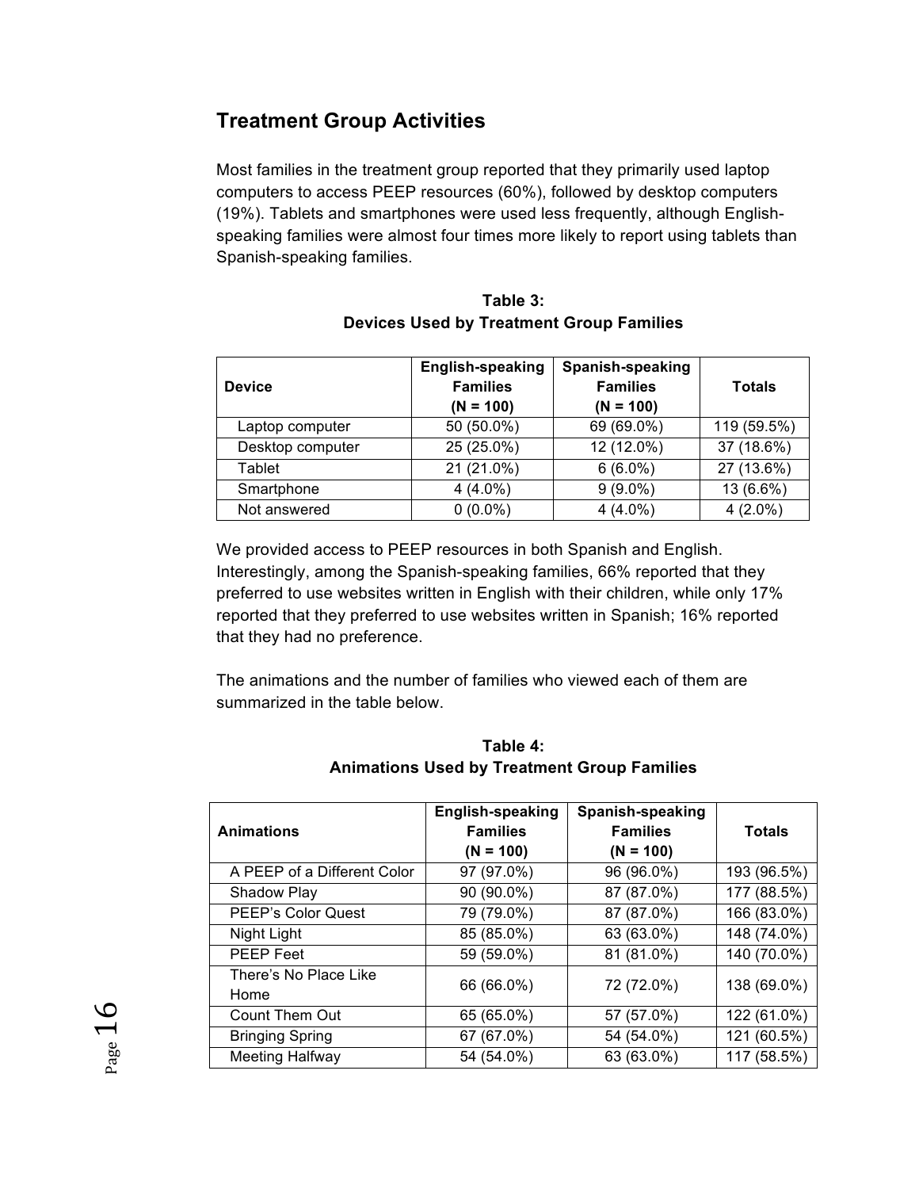## Treatment Group Activities

Most families in the treatment group reported that they primarily used laptop computers to access PEEP resources (60%), followed by desktop computers (19%). Tablets and smartphones were used less frequently, although English-speaking families were almost four times more likely to report using tablets than Spanish-speaking families.

**Table 3:**
**Devices Used by Treatment Group Families**

| Device | English-speaking Families (N = 100) | Spanish-speaking Families (N = 100) | Totals |
|---|---|---|---|
| Laptop computer | 50 (50.0%) | 69 (69.0%) | 119 (59.5%) |
| Desktop computer | 25 (25.0%) | 12 (12.0%) | 37 (18.6%) |
| Tablet | 21 (21.0%) | 6 (6.0%) | 27 (13.6%) |
| Smartphone | 4 (4.0%) | 9 (9.0%) | 13 (6.6%) |
| Not answered | 0 (0.0%) | 4 (4.0%) | 4 (2.0%) |

We provided access to PEEP resources in both Spanish and English. Interestingly, among the Spanish-speaking families, 66% reported that they preferred to use websites written in English with their children, while only 17% reported that they preferred to use websites written in Spanish; 16% reported that they had no preference.

The animations and the number of families who viewed each of them are summarized in the table below.

**Table 4:**
**Animations Used by Treatment Group Families**

| Animations | English-speaking Families (N = 100) | Spanish-speaking Families (N = 100) | Totals |
|---|---|---|---|
| A PEEP of a Different Color | 97 (97.0%) | 96 (96.0%) | 193 (96.5%) |
| Shadow Play | 90 (90.0%) | 87 (87.0%) | 177 (88.5%) |
| PEEP's Color Quest | 79 (79.0%) | 87 (87.0%) | 166 (83.0%) |
| Night Light | 85 (85.0%) | 63 (63.0%) | 148 (74.0%) |
| PEEP Feet | 59 (59.0%) | 81 (81.0%) | 140 (70.0%) |
| There's No Place Like Home | 66 (66.0%) | 72 (72.0%) | 138 (69.0%) |
| Count Them Out | 65 (65.0%) | 57 (57.0%) | 122 (61.0%) |
| Bringing Spring | 67 (67.0%) | 54 (54.0%) | 121 (60.5%) |
| Meeting Halfway | 54 (54.0%) | 63 (63.0%) | 117 (58.5%) |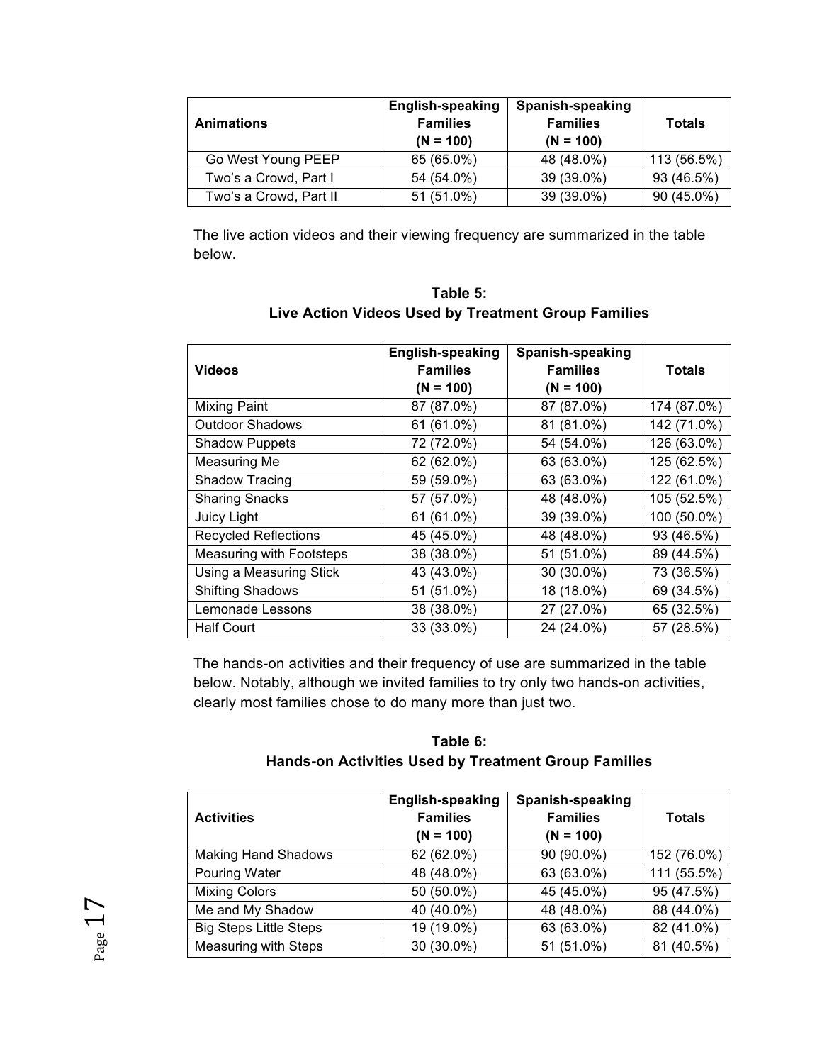| Animations | English-speaking Families (N = 100) | Spanish-speaking Families (N = 100) | Totals |
|---|---|---|---|
| Go West Young PEEP | 65 (65.0%) | 48 (48.0%) | 113 (56.5%) |
| Two's a Crowd, Part I | 54 (54.0%) | 39 (39.0%) | 93 (46.5%) |
| Two's a Crowd, Part II | 51 (51.0%) | 39 (39.0%) | 90 (45.0%) |

The live action videos and their viewing frequency are summarized in the table below.

**Table 5:**
**Live Action Videos Used by Treatment Group Families**

| Videos | English-speaking Families (N = 100) | Spanish-speaking Families (N = 100) | Totals |
|---|---|---|---|
| Mixing Paint | 87 (87.0%) | 87 (87.0%) | 174 (87.0%) |
| Outdoor Shadows | 61 (61.0%) | 81 (81.0%) | 142 (71.0%) |
| Shadow Puppets | 72 (72.0%) | 54 (54.0%) | 126 (63.0%) |
| Measuring Me | 62 (62.0%) | 63 (63.0%) | 125 (62.5%) |
| Shadow Tracing | 59 (59.0%) | 63 (63.0%) | 122 (61.0%) |
| Sharing Snacks | 57 (57.0%) | 48 (48.0%) | 105 (52.5%) |
| Juicy Light | 61 (61.0%) | 39 (39.0%) | 100 (50.0%) |
| Recycled Reflections | 45 (45.0%) | 48 (48.0%) | 93 (46.5%) |
| Measuring with Footsteps | 38 (38.0%) | 51 (51.0%) | 89 (44.5%) |
| Using a Measuring Stick | 43 (43.0%) | 30 (30.0%) | 73 (36.5%) |
| Shifting Shadows | 51 (51.0%) | 18 (18.0%) | 69 (34.5%) |
| Lemonade Lessons | 38 (38.0%) | 27 (27.0%) | 65 (32.5%) |
| Half Court | 33 (33.0%) | 24 (24.0%) | 57 (28.5%) |

The hands-on activities and their frequency of use are summarized in the table below. Notably, although we invited families to try only two hands-on activities, clearly most families chose to do many more than just two.

**Table 6:**
**Hands-on Activities Used by Treatment Group Families**

| Activities | English-speaking Families (N = 100) | Spanish-speaking Families (N = 100) | Totals |
|---|---|---|---|
| Making Hand Shadows | 62 (62.0%) | 90 (90.0%) | 152 (76.0%) |
| Pouring Water | 48 (48.0%) | 63 (63.0%) | 111 (55.5%) |
| Mixing Colors | 50 (50.0%) | 45 (45.0%) | 95 (47.5%) |
| Me and My Shadow | 40 (40.0%) | 48 (48.0%) | 88 (44.0%) |
| Big Steps Little Steps | 19 (19.0%) | 63 (63.0%) | 82 (41.0%) |
| Measuring with Steps | 30 (30.0%) | 51 (51.0%) | 81 (40.5%) |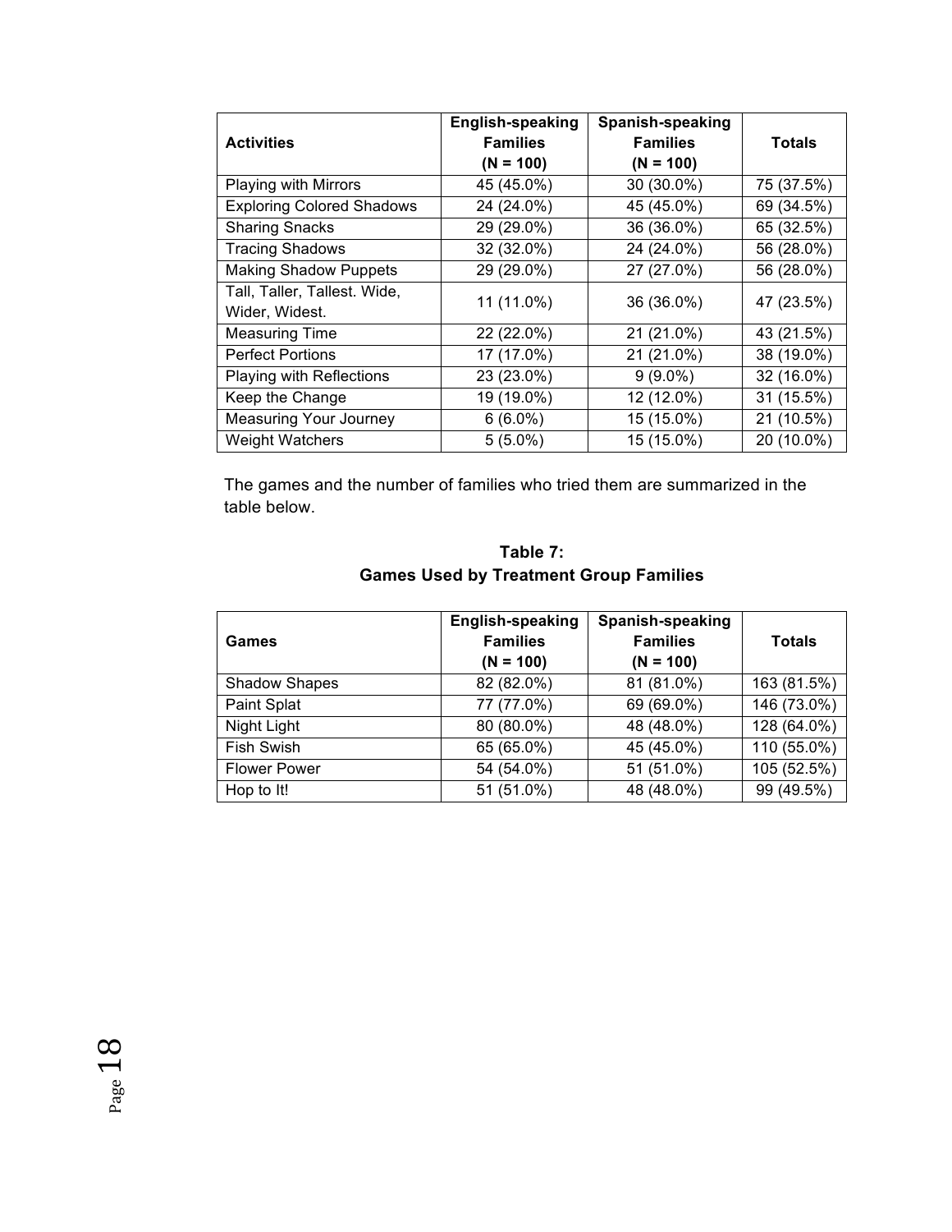| Activities | English-speaking Families (N = 100) | Spanish-speaking Families (N = 100) | Totals |
|---|---|---|---|
| Playing with Mirrors | 45 (45.0%) | 30 (30.0%) | 75 (37.5%) |
| Exploring Colored Shadows | 24 (24.0%) | 45 (45.0%) | 69 (34.5%) |
| Sharing Snacks | 29 (29.0%) | 36 (36.0%) | 65 (32.5%) |
| Tracing Shadows | 32 (32.0%) | 24 (24.0%) | 56 (28.0%) |
| Making Shadow Puppets | 29 (29.0%) | 27 (27.0%) | 56 (28.0%) |
| Tall, Taller, Tallest. Wide, Wider, Widest. | 11 (11.0%) | 36 (36.0%) | 47 (23.5%) |
| Measuring Time | 22 (22.0%) | 21 (21.0%) | 43 (21.5%) |
| Perfect Portions | 17 (17.0%) | 21 (21.0%) | 38 (19.0%) |
| Playing with Reflections | 23 (23.0%) | 9 (9.0%) | 32 (16.0%) |
| Keep the Change | 19 (19.0%) | 12 (12.0%) | 31 (15.5%) |
| Measuring Your Journey | 6 (6.0%) | 15 (15.0%) | 21 (10.5%) |
| Weight Watchers | 5 (5.0%) | 15 (15.0%) | 20 (10.0%) |

The games and the number of families who tried them are summarized in the table below.

**Table 7:**
**Games Used by Treatment Group Families**

| Games | English-speaking Families (N = 100) | Spanish-speaking Families (N = 100) | Totals |
|---|---|---|---|
| Shadow Shapes | 82 (82.0%) | 81 (81.0%) | 163 (81.5%) |
| Paint Splat | 77 (77.0%) | 69 (69.0%) | 146 (73.0%) |
| Night Light | 80 (80.0%) | 48 (48.0%) | 128 (64.0%) |
| Fish Swish | 65 (65.0%) | 45 (45.0%) | 110 (55.0%) |
| Flower Power | 54 (54.0%) | 51 (51.0%) | 105 (52.5%) |
| Hop to It! | 51 (51.0%) | 48 (48.0%) | 99 (49.5%) |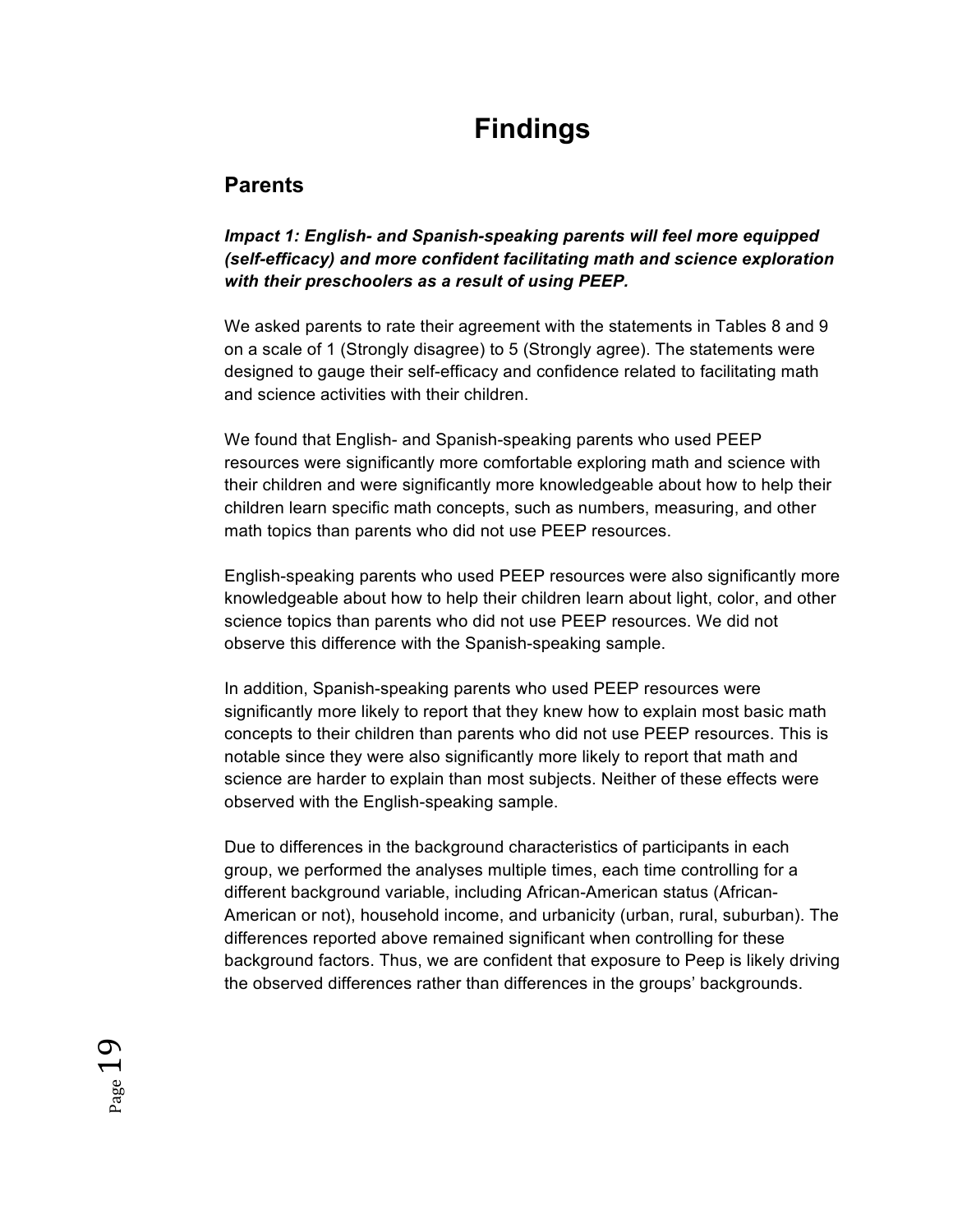# Findings

## Parents

***Impact 1: English- and Spanish-speaking parents will feel more equipped (self-efficacy) and more confident facilitating math and science exploration with their preschoolers as a result of using PEEP.***

We asked parents to rate their agreement with the statements in Tables 8 and 9 on a scale of 1 (Strongly disagree) to 5 (Strongly agree). The statements were designed to gauge their self-efficacy and confidence related to facilitating math and science activities with their children.

We found that English- and Spanish-speaking parents who used PEEP resources were significantly more comfortable exploring math and science with their children and were significantly more knowledgeable about how to help their children learn specific math concepts, such as numbers, measuring, and other math topics than parents who did not use PEEP resources.

English-speaking parents who used PEEP resources were also significantly more knowledgeable about how to help their children learn about light, color, and other science topics than parents who did not use PEEP resources. We did not observe this difference with the Spanish-speaking sample.

In addition, Spanish-speaking parents who used PEEP resources were significantly more likely to report that they knew how to explain most basic math concepts to their children than parents who did not use PEEP resources. This is notable since they were also significantly more likely to report that math and science are harder to explain than most subjects. Neither of these effects were observed with the English-speaking sample.

Due to differences in the background characteristics of participants in each group, we performed the analyses multiple times, each time controlling for a different background variable, including African-American status (African-American or not), household income, and urbanicity (urban, rural, suburban). The differences reported above remained significant when controlling for these background factors. Thus, we are confident that exposure to Peep is likely driving the observed differences rather than differences in the groups' backgrounds.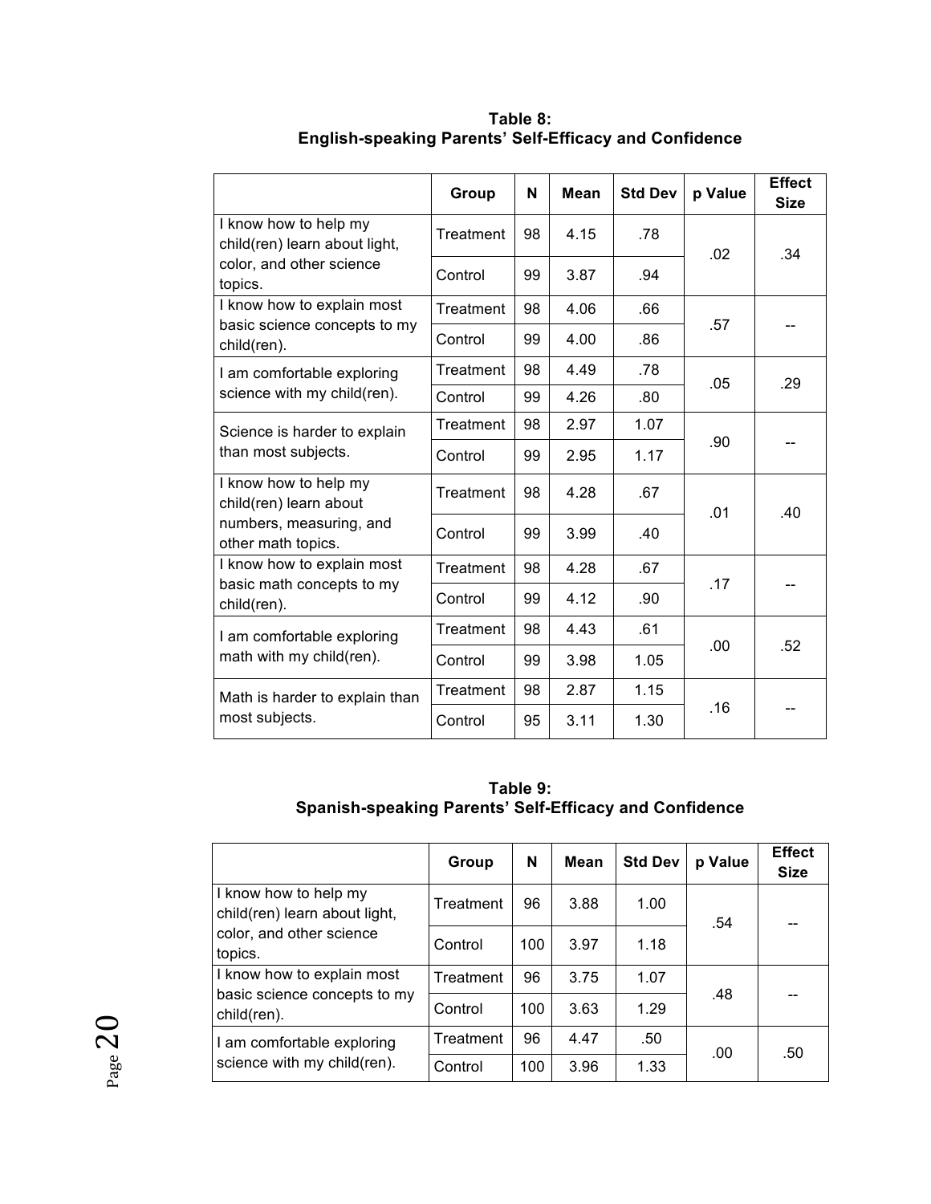**Table 8:**
**English-speaking Parents' Self-Efficacy and Confidence**

| | Group | N | Mean | Std Dev | p Value | Effect Size |
|---|---|---|---|---|---|---|
| I know how to help my child(ren) learn about light, color, and other science topics. | Treatment | 98 | 4.15 | .78 | .02 | .34 |
| | Control | 99 | 3.87 | .94 | | |
| I know how to explain most basic science concepts to my child(ren). | Treatment | 98 | 4.06 | .66 | .57 | -- |
| | Control | 99 | 4.00 | .86 | | |
| I am comfortable exploring science with my child(ren). | Treatment | 98 | 4.49 | .78 | .05 | .29 |
| | Control | 99 | 4.26 | .80 | | |
| Science is harder to explain than most subjects. | Treatment | 98 | 2.97 | 1.07 | .90 | -- |
| | Control | 99 | 2.95 | 1.17 | | |
| I know how to help my child(ren) learn about numbers, measuring, and other math topics. | Treatment | 98 | 4.28 | .67 | .01 | .40 |
| | Control | 99 | 3.99 | .40 | | |
| I know how to explain most basic math concepts to my child(ren). | Treatment | 98 | 4.28 | .67 | .17 | -- |
| | Control | 99 | 4.12 | .90 | | |
| I am comfortable exploring math with my child(ren). | Treatment | 98 | 4.43 | .61 | .00 | .52 |
| | Control | 99 | 3.98 | 1.05 | | |
| Math is harder to explain than most subjects. | Treatment | 98 | 2.87 | 1.15 | .16 | -- |
| | Control | 95 | 3.11 | 1.30 | | |

**Table 9:**
**Spanish-speaking Parents' Self-Efficacy and Confidence**

| | Group | N | Mean | Std Dev | p Value | Effect Size |
|---|---|---|---|---|---|---|
| I know how to help my child(ren) learn about light, color, and other science topics. | Treatment | 96 | 3.88 | 1.00 | .54 | -- |
| | Control | 100 | 3.97 | 1.18 | | |
| I know how to explain most basic science concepts to my child(ren). | Treatment | 96 | 3.75 | 1.07 | .48 | -- |
| | Control | 100 | 3.63 | 1.29 | | |
| I am comfortable exploring science with my child(ren). | Treatment | 96 | 4.47 | .50 | .00 | .50 |
| | Control | 100 | 3.96 | 1.33 | | |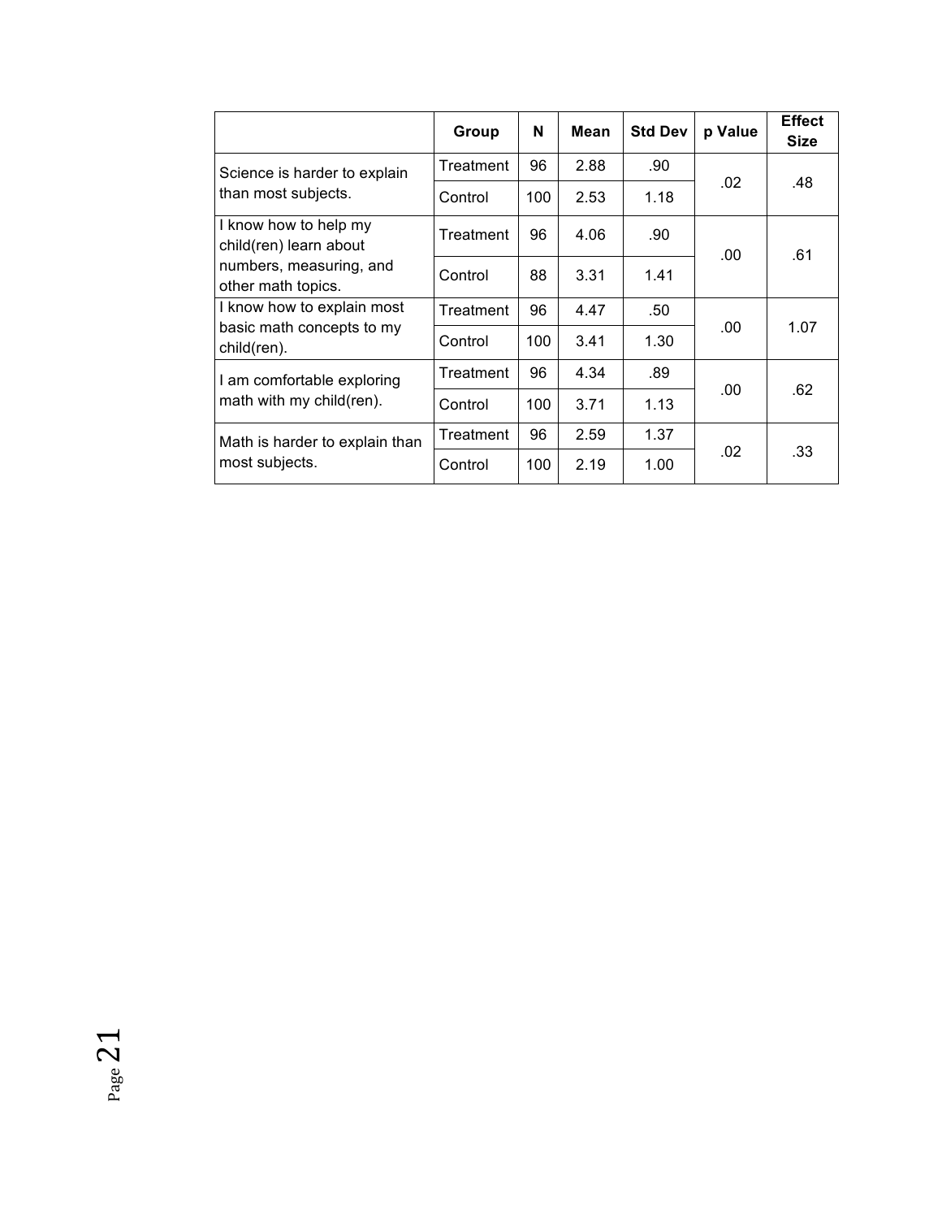| | Group | N | Mean | Std Dev | p Value | Effect Size |
|---|---|---|---|---|---|---|
| Science is harder to explain than most subjects. | Treatment | 96 | 2.88 | .90 | .02 | .48 |
| | Control | 100 | 2.53 | 1.18 | | |
| I know how to help my child(ren) learn about numbers, measuring, and other math topics. | Treatment | 96 | 4.06 | .90 | .00 | .61 |
| | Control | 88 | 3.31 | 1.41 | | |
| I know how to explain most basic math concepts to my child(ren). | Treatment | 96 | 4.47 | .50 | .00 | 1.07 |
| | Control | 100 | 3.41 | 1.30 | | |
| I am comfortable exploring math with my child(ren). | Treatment | 96 | 4.34 | .89 | .00 | .62 |
| | Control | 100 | 3.71 | 1.13 | | |
| Math is harder to explain than most subjects. | Treatment | 96 | 2.59 | 1.37 | .02 | .33 |
| | Control | 100 | 2.19 | 1.00 | | |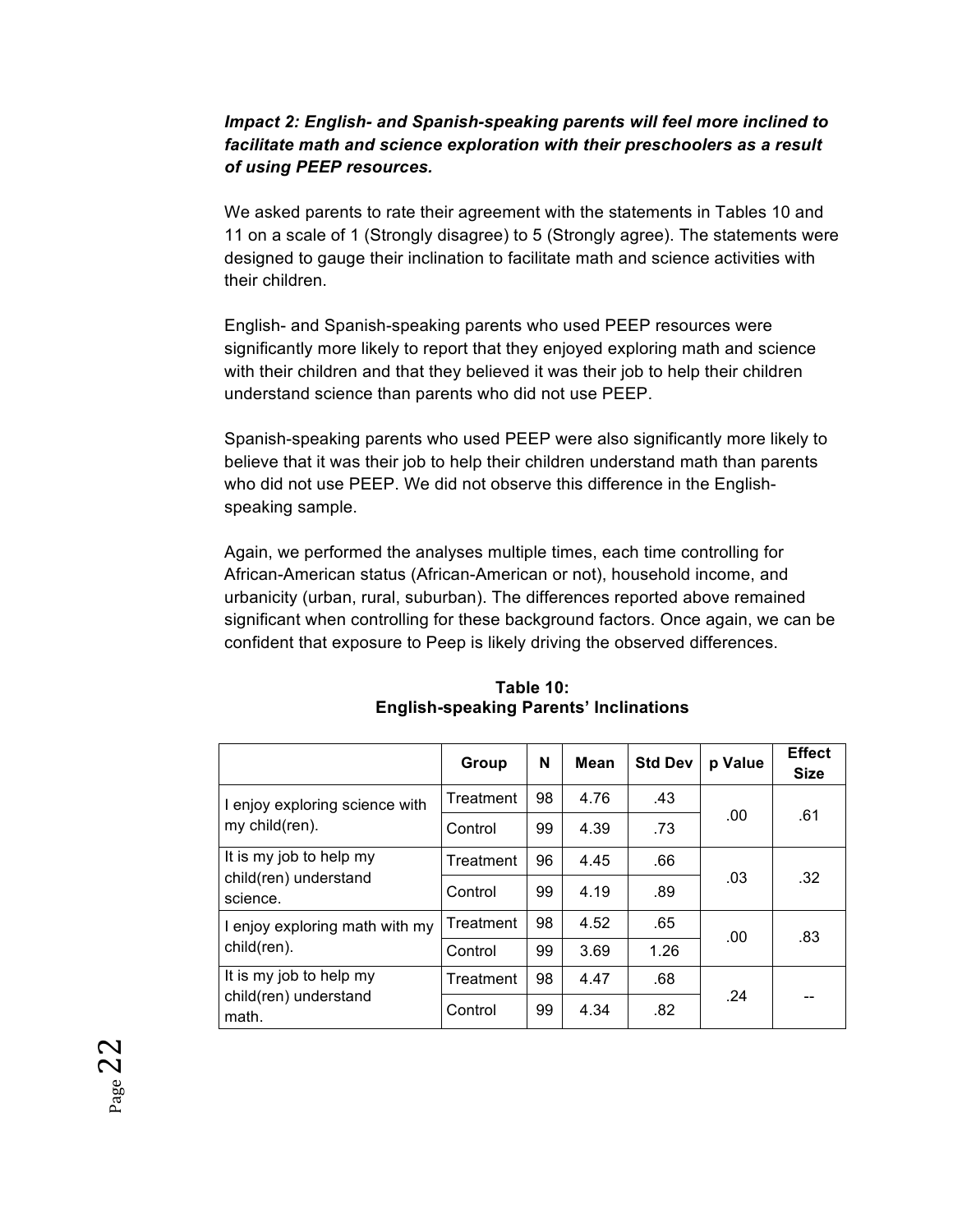***Impact 2: English- and Spanish-speaking parents will feel more inclined to facilitate math and science exploration with their preschoolers as a result of using PEEP resources.***

We asked parents to rate their agreement with the statements in Tables 10 and 11 on a scale of 1 (Strongly disagree) to 5 (Strongly agree). The statements were designed to gauge their inclination to facilitate math and science activities with their children.

English- and Spanish-speaking parents who used PEEP resources were significantly more likely to report that they enjoyed exploring math and science with their children and that they believed it was their job to help their children understand science than parents who did not use PEEP.

Spanish-speaking parents who used PEEP were also significantly more likely to believe that it was their job to help their children understand math than parents who did not use PEEP. We did not observe this difference in the English-speaking sample.

Again, we performed the analyses multiple times, each time controlling for African-American status (African-American or not), household income, and urbanicity (urban, rural, suburban). The differences reported above remained significant when controlling for these background factors. Once again, we can be confident that exposure to Peep is likely driving the observed differences.

**Table 10:**
**English-speaking Parents' Inclinations**

| | Group | N | Mean | Std Dev | p Value | Effect Size |
|---|---|---|---|---|---|---|
| I enjoy exploring science with my child(ren). | Treatment | 98 | 4.76 | .43 | .00 | .61 |
| | Control | 99 | 4.39 | .73 | | |
| It is my job to help my child(ren) understand science. | Treatment | 96 | 4.45 | .66 | .03 | .32 |
| | Control | 99 | 4.19 | .89 | | |
| I enjoy exploring math with my child(ren). | Treatment | 98 | 4.52 | .65 | .00 | .83 |
| | Control | 99 | 3.69 | 1.26 | | |
| It is my job to help my child(ren) understand math. | Treatment | 98 | 4.47 | .68 | .24 | -- |
| | Control | 99 | 4.34 | .82 | | |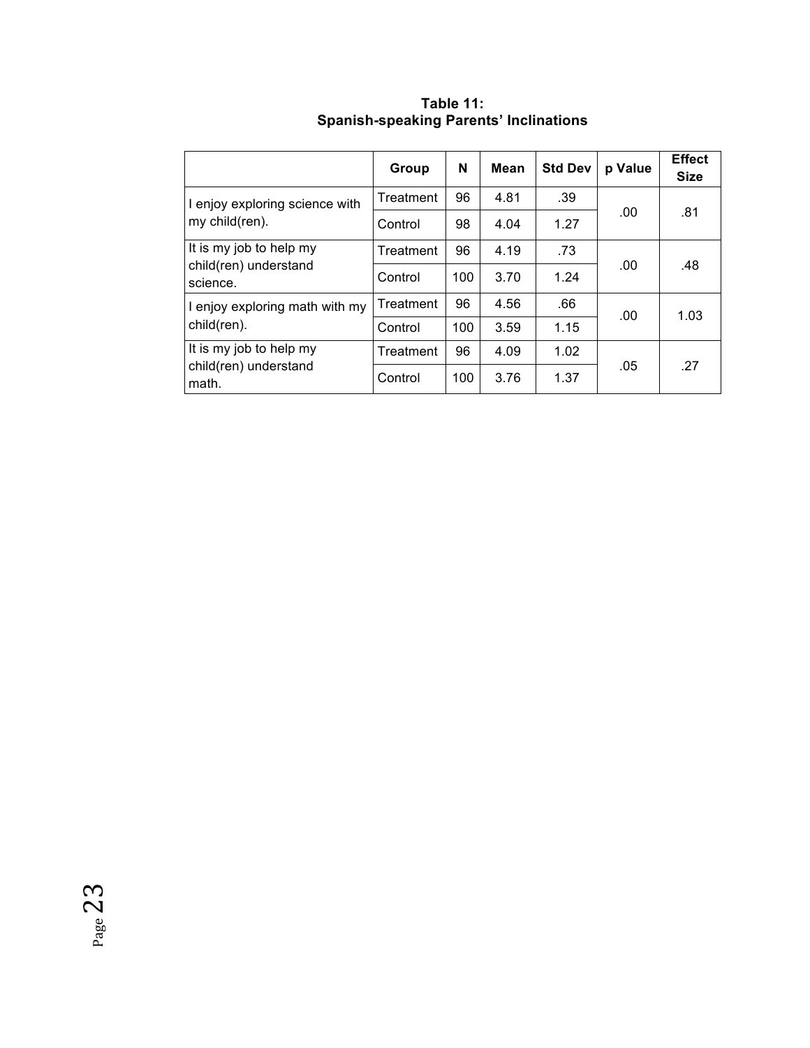**Table 11:
Spanish-speaking Parents' Inclinations**

| | Group | N | Mean | Std Dev | p Value | Effect Size |
|---|---|---|---|---|---|---|
| I enjoy exploring science with my child(ren). | Treatment | 96 | 4.81 | .39 | .00 | .81 |
| | Control | 98 | 4.04 | 1.27 | | |
| It is my job to help my child(ren) understand science. | Treatment | 96 | 4.19 | .73 | .00 | .48 |
| | Control | 100 | 3.70 | 1.24 | | |
| I enjoy exploring math with my child(ren). | Treatment | 96 | 4.56 | .66 | .00 | 1.03 |
| | Control | 100 | 3.59 | 1.15 | | |
| It is my job to help my child(ren) understand math. | Treatment | 96 | 4.09 | 1.02 | .05 | .27 |
| | Control | 100 | 3.76 | 1.37 | | |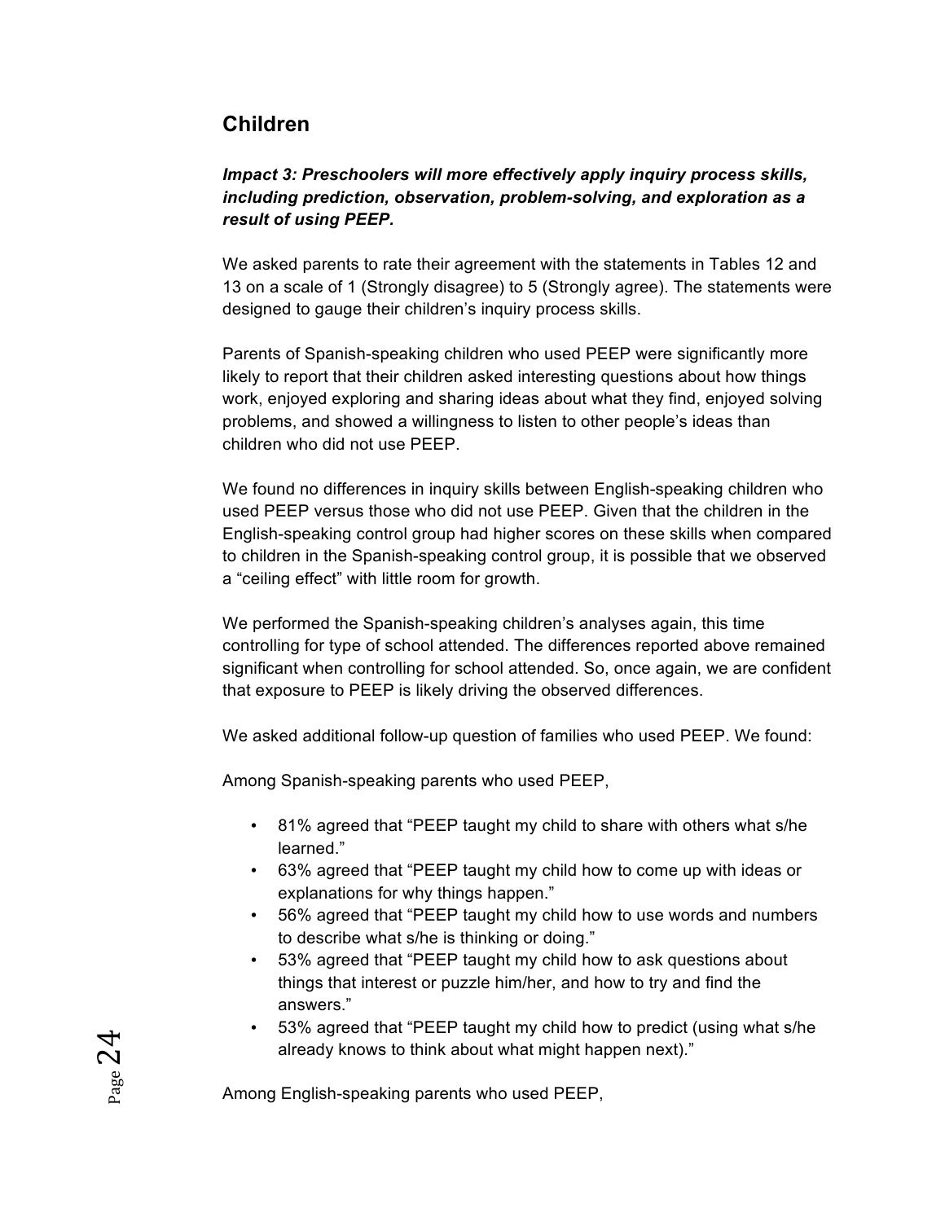## Children

***Impact 3: Preschoolers will more effectively apply inquiry process skills, including prediction, observation, problem-solving, and exploration as a result of using PEEP.***

We asked parents to rate their agreement with the statements in Tables 12 and 13 on a scale of 1 (Strongly disagree) to 5 (Strongly agree). The statements were designed to gauge their children's inquiry process skills.

Parents of Spanish-speaking children who used PEEP were significantly more likely to report that their children asked interesting questions about how things work, enjoyed exploring and sharing ideas about what they find, enjoyed solving problems, and showed a willingness to listen to other people's ideas than children who did not use PEEP.

We found no differences in inquiry skills between English-speaking children who used PEEP versus those who did not use PEEP. Given that the children in the English-speaking control group had higher scores on these skills when compared to children in the Spanish-speaking control group, it is possible that we observed a "ceiling effect" with little room for growth.

We performed the Spanish-speaking children's analyses again, this time controlling for type of school attended. The differences reported above remained significant when controlling for school attended. So, once again, we are confident that exposure to PEEP is likely driving the observed differences.

We asked additional follow-up question of families who used PEEP. We found:

Among Spanish-speaking parents who used PEEP,

- 81% agreed that "PEEP taught my child to share with others what s/he learned."
- 63% agreed that "PEEP taught my child how to come up with ideas or explanations for why things happen."
- 56% agreed that "PEEP taught my child how to use words and numbers to describe what s/he is thinking or doing."
- 53% agreed that "PEEP taught my child how to ask questions about things that interest or puzzle him/her, and how to try and find the answers."
- 53% agreed that "PEEP taught my child how to predict (using what s/he already knows to think about what might happen next)."

Among English-speaking parents who used PEEP,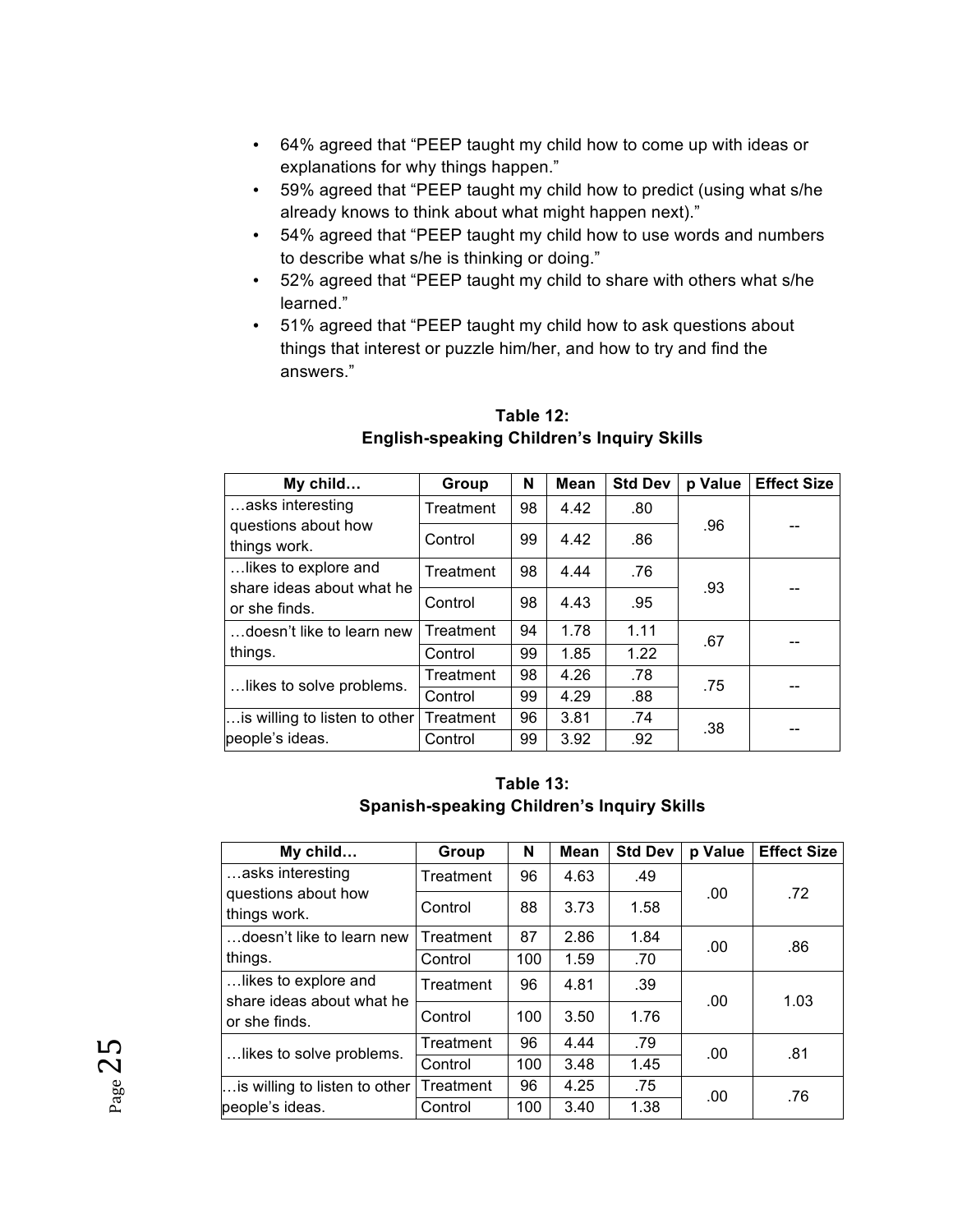- 64% agreed that "PEEP taught my child how to come up with ideas or explanations for why things happen."
- 59% agreed that "PEEP taught my child how to predict (using what s/he already knows to think about what might happen next)."
- 54% agreed that "PEEP taught my child how to use words and numbers to describe what s/he is thinking or doing."
- 52% agreed that "PEEP taught my child to share with others what s/he learned."
- 51% agreed that "PEEP taught my child how to ask questions about things that interest or puzzle him/her, and how to try and find the answers."

**Table 12:**
**English-speaking Children's Inquiry Skills**

| My child… | Group | N | Mean | Std Dev | p Value | Effect Size |
|---|---|---|---|---|---|---|
| …asks interesting questions about how things work. | Treatment | 98 | 4.42 | .80 | .96 | -- |
| | Control | 99 | 4.42 | .86 | | |
| …likes to explore and share ideas about what he or she finds. | Treatment | 98 | 4.44 | .76 | .93 | -- |
| | Control | 98 | 4.43 | .95 | | |
| …doesn't like to learn new things. | Treatment | 94 | 1.78 | 1.11 | .67 | -- |
| | Control | 99 | 1.85 | 1.22 | | |
| …likes to solve problems. | Treatment | 98 | 4.26 | .78 | .75 | -- |
| | Control | 99 | 4.29 | .88 | | |
| …is willing to listen to other people's ideas. | Treatment | 96 | 3.81 | .74 | .38 | -- |
| | Control | 99 | 3.92 | .92 | | |

**Table 13:**
**Spanish-speaking Children's Inquiry Skills**

| My child… | Group | N | Mean | Std Dev | p Value | Effect Size |
|---|---|---|---|---|---|---|
| …asks interesting questions about how things work. | Treatment | 96 | 4.63 | .49 | .00 | .72 |
| | Control | 88 | 3.73 | 1.58 | | |
| …doesn't like to learn new things. | Treatment | 87 | 2.86 | 1.84 | .00 | .86 |
| | Control | 100 | 1.59 | .70 | | |
| …likes to explore and share ideas about what he or she finds. | Treatment | 96 | 4.81 | .39 | .00 | 1.03 |
| | Control | 100 | 3.50 | 1.76 | | |
| …likes to solve problems. | Treatment | 96 | 4.44 | .79 | .00 | .81 |
| | Control | 100 | 3.48 | 1.45 | | |
| …is willing to listen to other people's ideas. | Treatment | 96 | 4.25 | .75 | .00 | .76 |
| | Control | 100 | 3.40 | 1.38 | | |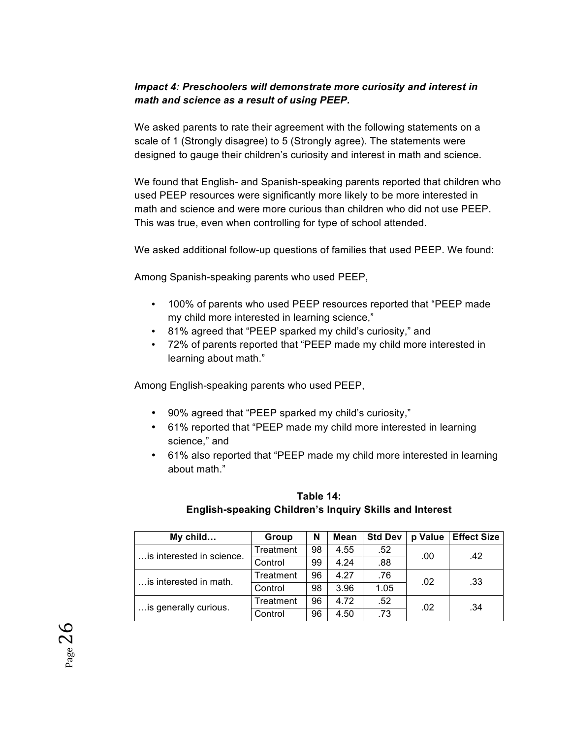***Impact 4: Preschoolers will demonstrate more curiosity and interest in math and science as a result of using PEEP.***

We asked parents to rate their agreement with the following statements on a scale of 1 (Strongly disagree) to 5 (Strongly agree). The statements were designed to gauge their children's curiosity and interest in math and science.

We found that English- and Spanish-speaking parents reported that children who used PEEP resources were significantly more likely to be more interested in math and science and were more curious than children who did not use PEEP. This was true, even when controlling for type of school attended.

We asked additional follow-up questions of families that used PEEP. We found:

Among Spanish-speaking parents who used PEEP,

- 100% of parents who used PEEP resources reported that "PEEP made my child more interested in learning science,"
- 81% agreed that "PEEP sparked my child's curiosity," and
- 72% of parents reported that "PEEP made my child more interested in learning about math."

Among English-speaking parents who used PEEP,

- 90% agreed that "PEEP sparked my child's curiosity,"
- 61% reported that "PEEP made my child more interested in learning science," and
- 61% also reported that "PEEP made my child more interested in learning about math."

**Table 14:**
**English-speaking Children's Inquiry Skills and Interest**

| My child… | Group | N | Mean | Std Dev | p Value | Effect Size |
|---|---|---|---|---|---|---|
| …is interested in science. | Treatment | 98 | 4.55 | .52 | .00 | .42 |
| | Control | 99 | 4.24 | .88 | | |
| …is interested in math. | Treatment | 96 | 4.27 | .76 | .02 | .33 |
| | Control | 98 | 3.96 | 1.05 | | |
| …is generally curious. | Treatment | 96 | 4.72 | .52 | .02 | .34 |
| | Control | 96 | 4.50 | .73 | | |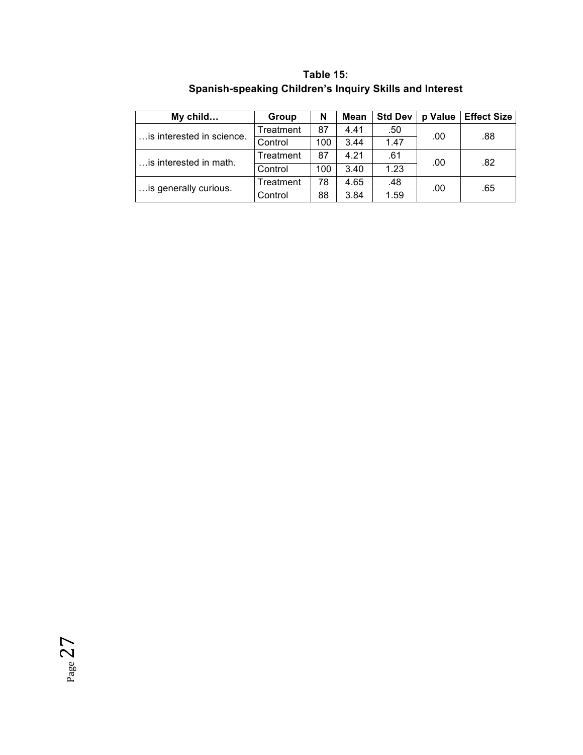**Table 15:**
**Spanish-speaking Children's Inquiry Skills and Interest**

| My child… | Group | N | Mean | Std Dev | p Value | Effect Size |
|---|---|---|---|---|---|---|
| …is interested in science. | Treatment | 87 | 4.41 | .50 | .00 | .88 |
| | Control | 100 | 3.44 | 1.47 | | |
| …is interested in math. | Treatment | 87 | 4.21 | .61 | .00 | .82 |
| | Control | 100 | 3.40 | 1.23 | | |
| …is generally curious. | Treatment | 78 | 4.65 | .48 | .00 | .65 |
| | Control | 88 | 3.84 | 1.59 | | |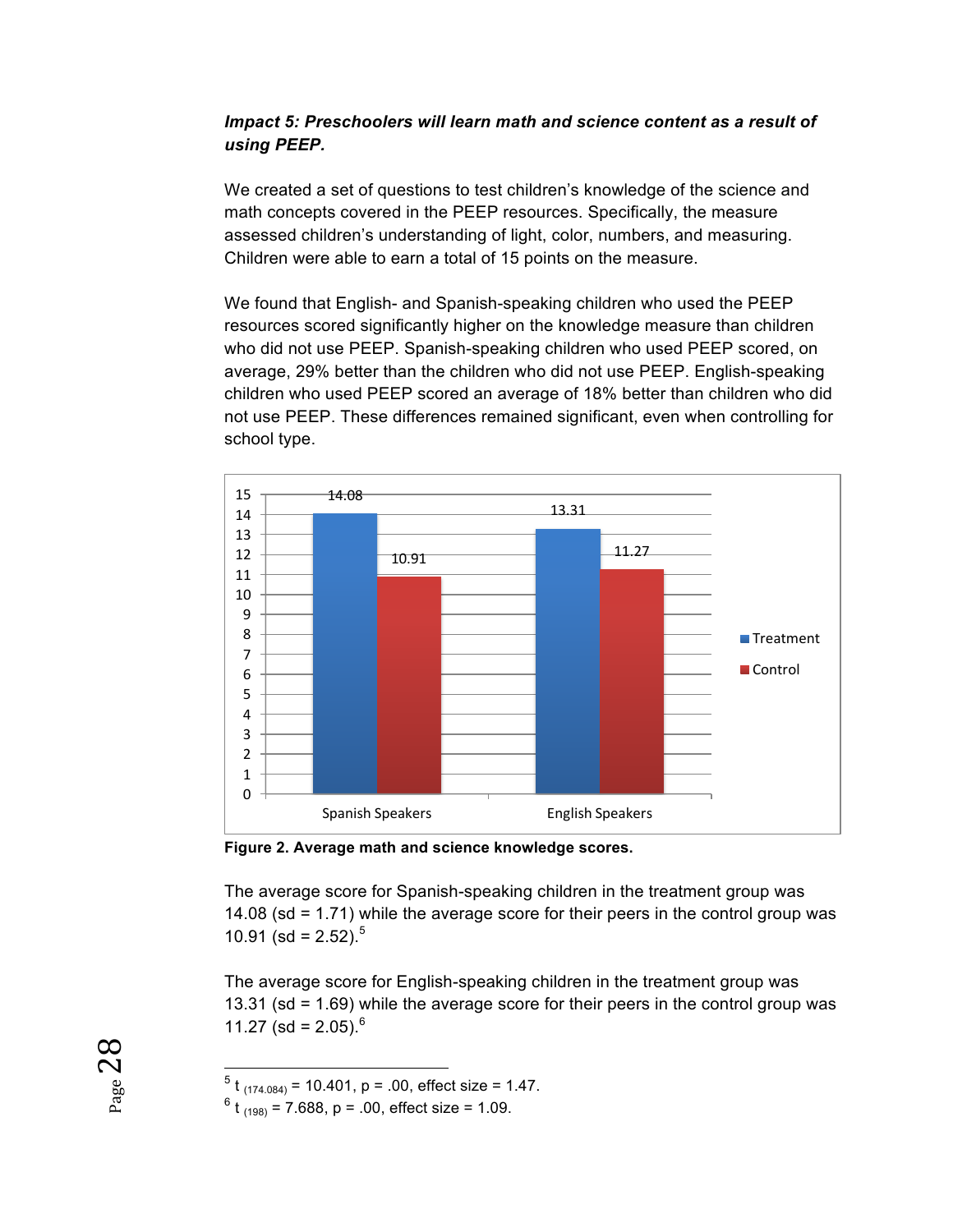***Impact 5: Preschoolers will learn math and science content as a result of using PEEP.***

We created a set of questions to test children's knowledge of the science and math concepts covered in the PEEP resources. Specifically, the measure assessed children's understanding of light, color, numbers, and measuring. Children were able to earn a total of 15 points on the measure.

We found that English- and Spanish-speaking children who used the PEEP resources scored significantly higher on the knowledge measure than children who did not use PEEP. Spanish-speaking children who used PEEP scored, on average, 29% better than the children who did not use PEEP. English-speaking children who used PEEP scored an average of 18% better than children who did not use PEEP. These differences remained significant, even when controlling for school type.

| | Treatment | Control |
|---|---|---|
| Spanish Speakers | 14.08 | 10.91 |
| English Speakers | 13.31 | 11.27 |

**Figure 2. Average math and science knowledge scores.**

The average score for Spanish-speaking children in the treatment group was 14.08 (sd = 1.71) while the average score for their peers in the control group was 10.91 (sd = 2.52).[5]

The average score for English-speaking children in the treatment group was 13.31 (sd = 1.69) while the average score for their peers in the control group was 11.27 (sd = 2.05).[6]

---

[5] $t_{(174.084)} = 10.401$, $p = .00$, effect size = 1.47.

[6] $t_{(198)} = 7.688$, $p = .00$, effect size = 1.09.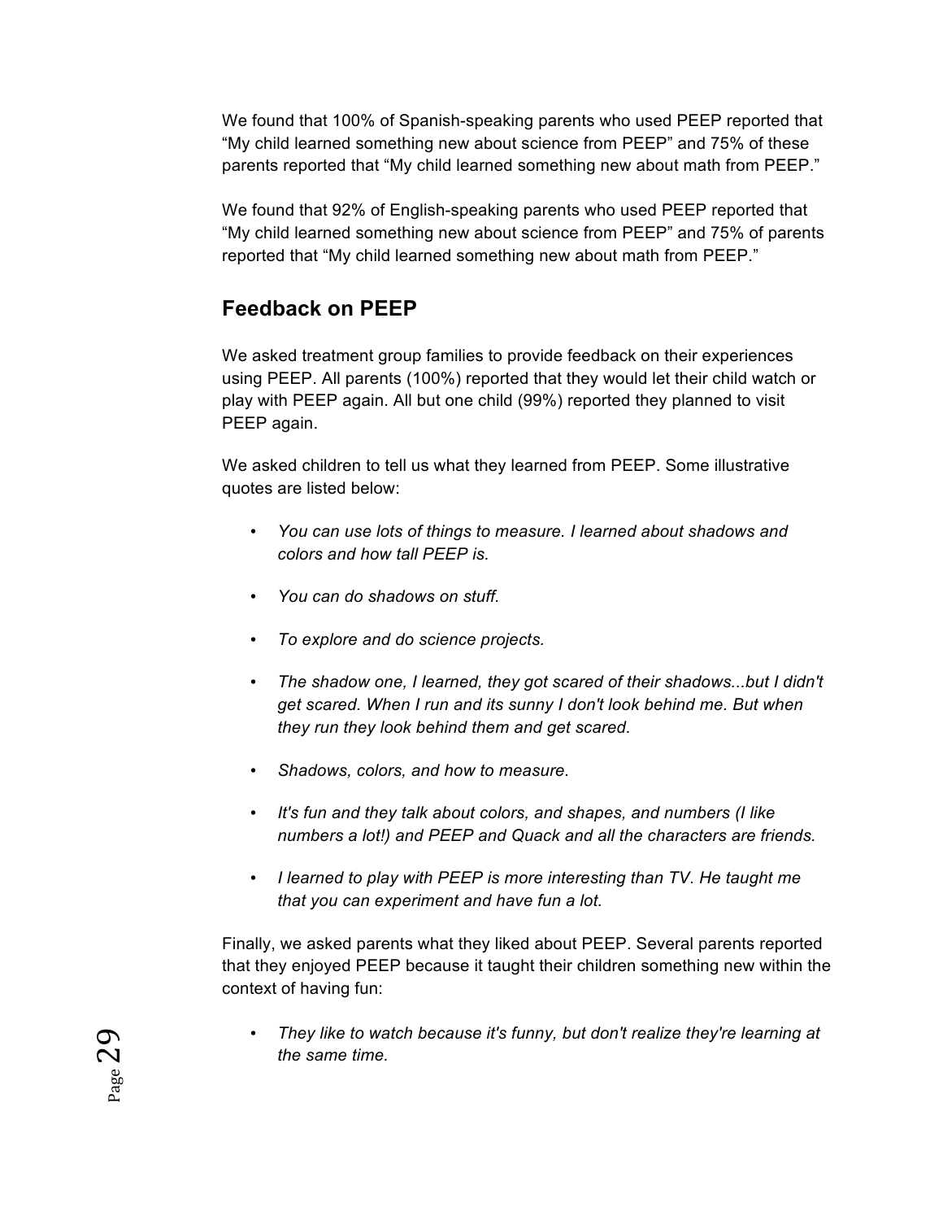We found that 100% of Spanish-speaking parents who used PEEP reported that "My child learned something new about science from PEEP" and 75% of these parents reported that "My child learned something new about math from PEEP."

We found that 92% of English-speaking parents who used PEEP reported that "My child learned something new about science from PEEP" and 75% of parents reported that "My child learned something new about math from PEEP."

## Feedback on PEEP

We asked treatment group families to provide feedback on their experiences using PEEP. All parents (100%) reported that they would let their child watch or play with PEEP again. All but one child (99%) reported they planned to visit PEEP again.

We asked children to tell us what they learned from PEEP. Some illustrative quotes are listed below:

- *You can use lots of things to measure. I learned about shadows and colors and how tall PEEP is.*
- *You can do shadows on stuff.*
- *To explore and do science projects.*
- *The shadow one, I learned, they got scared of their shadows...but I didn't get scared. When I run and its sunny I don't look behind me. But when they run they look behind them and get scared.*
- *Shadows, colors, and how to measure.*
- *It's fun and they talk about colors, and shapes, and numbers (I like numbers a lot!) and PEEP and Quack and all the characters are friends.*
- *I learned to play with PEEP is more interesting than TV. He taught me that you can experiment and have fun a lot.*

Finally, we asked parents what they liked about PEEP. Several parents reported that they enjoyed PEEP because it taught their children something new within the context of having fun:

- *They like to watch because it's funny, but don't realize they're learning at the same time.*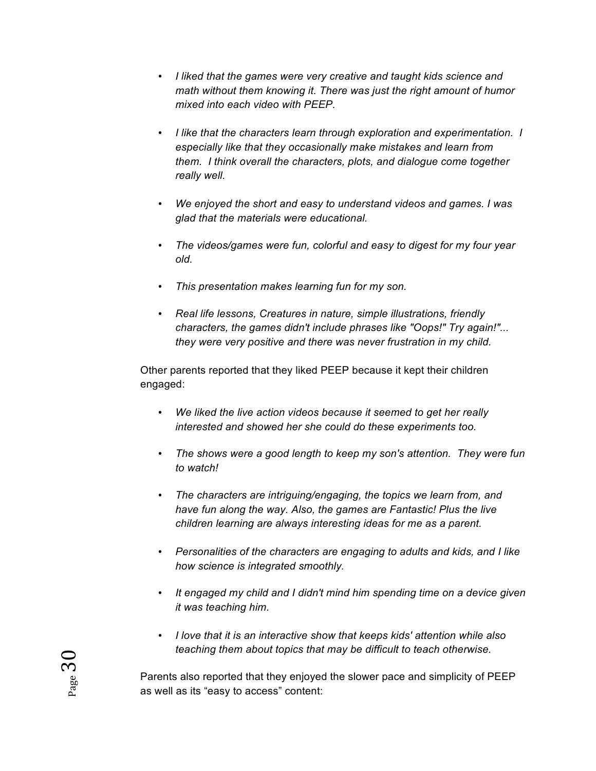- *I liked that the games were very creative and taught kids science and math without them knowing it. There was just the right amount of humor mixed into each video with PEEP.*

- *I like that the characters learn through exploration and experimentation. I especially like that they occasionally make mistakes and learn from them. I think overall the characters, plots, and dialogue come together really well.*

- *We enjoyed the short and easy to understand videos and games. I was glad that the materials were educational.*

- *The videos/games were fun, colorful and easy to digest for my four year old.*

- *This presentation makes learning fun for my son.*

- *Real life lessons, Creatures in nature, simple illustrations, friendly characters, the games didn't include phrases like "Oops!" Try again!"... they were very positive and there was never frustration in my child.*

Other parents reported that they liked PEEP because it kept their children engaged:

- *We liked the live action videos because it seemed to get her really interested and showed her she could do these experiments too.*

- *The shows were a good length to keep my son's attention. They were fun to watch!*

- *The characters are intriguing/engaging, the topics we learn from, and have fun along the way. Also, the games are Fantastic! Plus the live children learning are always interesting ideas for me as a parent.*

- *Personalities of the characters are engaging to adults and kids, and I like how science is integrated smoothly.*

- *It engaged my child and I didn't mind him spending time on a device given it was teaching him.*

- *I love that it is an interactive show that keeps kids' attention while also teaching them about topics that may be difficult to teach otherwise.*

Parents also reported that they enjoyed the slower pace and simplicity of PEEP as well as its "easy to access" content: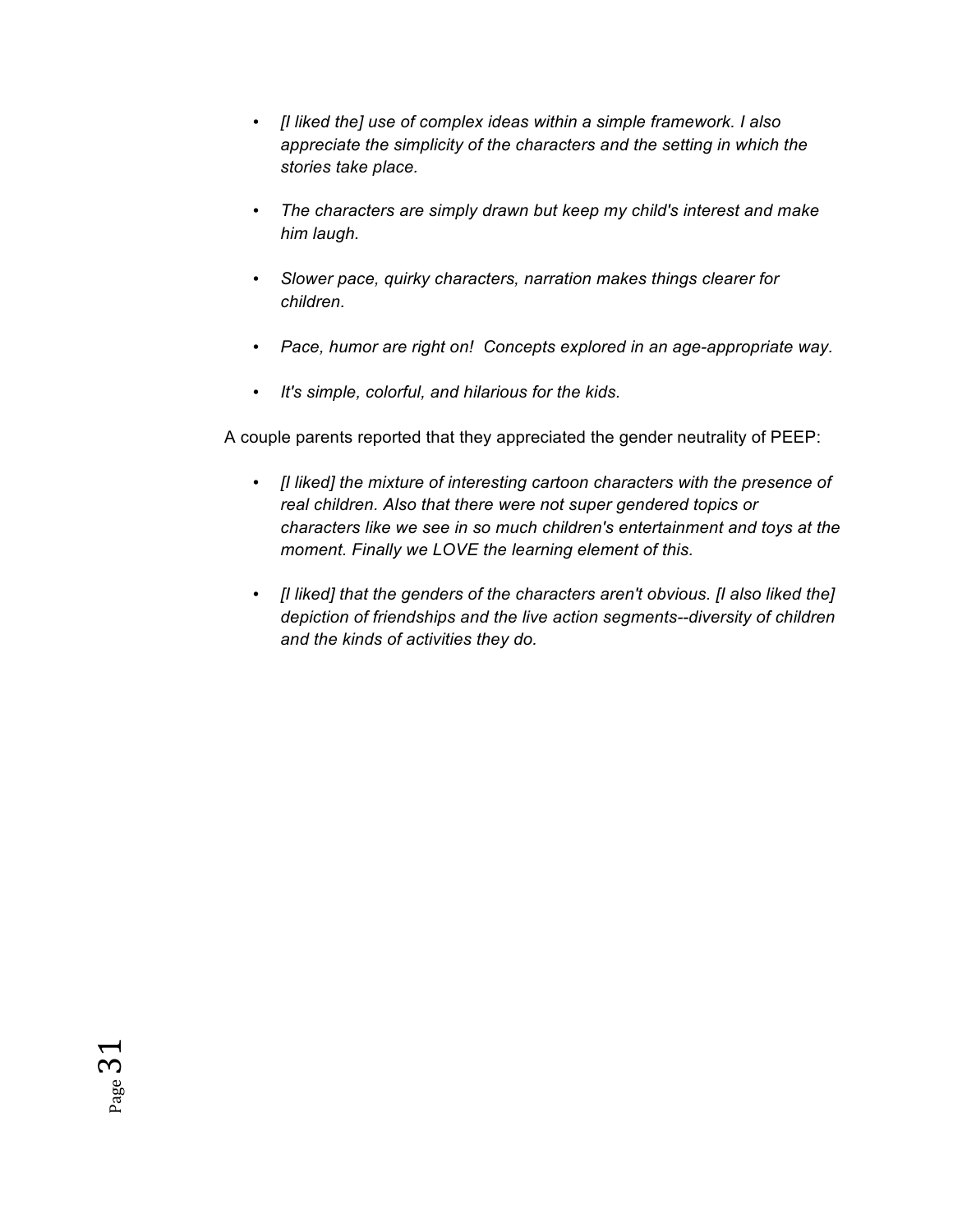- *[I liked the] use of complex ideas within a simple framework. I also appreciate the simplicity of the characters and the setting in which the stories take place.*

- *The characters are simply drawn but keep my child's interest and make him laugh.*

- *Slower pace, quirky characters, narration makes things clearer for children.*

- *Pace, humor are right on! Concepts explored in an age-appropriate way.*

- *It's simple, colorful, and hilarious for the kids.*

A couple parents reported that they appreciated the gender neutrality of PEEP:

- *[I liked] the mixture of interesting cartoon characters with the presence of real children. Also that there were not super gendered topics or characters like we see in so much children's entertainment and toys at the moment. Finally we LOVE the learning element of this.*

- *[I liked] that the genders of the characters aren't obvious. [I also liked the] depiction of friendships and the live action segments--diversity of children and the kinds of activities they do.*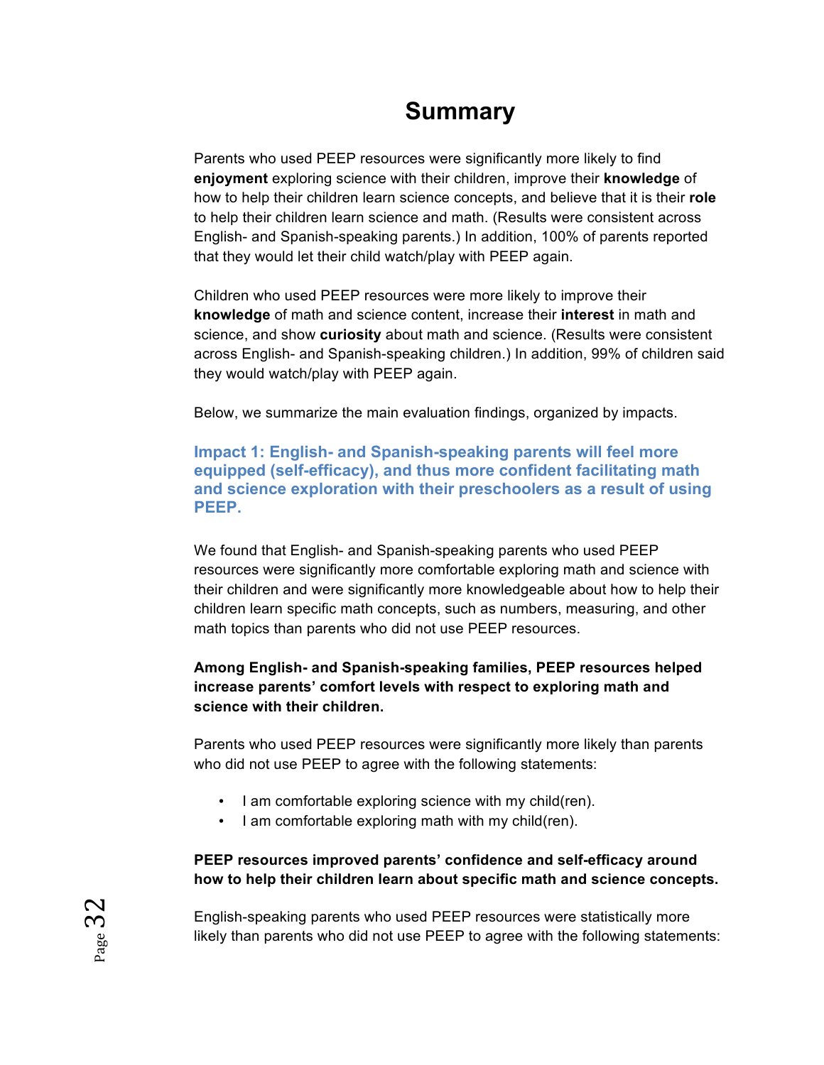# Summary

Parents who used PEEP resources were significantly more likely to find **enjoyment** exploring science with their children, improve their **knowledge** of how to help their children learn science concepts, and believe that it is their **role** to help their children learn science and math. (Results were consistent across English- and Spanish-speaking parents.) In addition, 100% of parents reported that they would let their child watch/play with PEEP again.

Children who used PEEP resources were more likely to improve their **knowledge** of math and science content, increase their **interest** in math and science, and show **curiosity** about math and science. (Results were consistent across English- and Spanish-speaking children.) In addition, 99% of children said they would watch/play with PEEP again.

Below, we summarize the main evaluation findings, organized by impacts.

### Impact 1: English- and Spanish-speaking parents will feel more equipped (self-efficacy), and thus more confident facilitating math and science exploration with their preschoolers as a result of using PEEP.

We found that English- and Spanish-speaking parents who used PEEP resources were significantly more comfortable exploring math and science with their children and were significantly more knowledgeable about how to help their children learn specific math concepts, such as numbers, measuring, and other math topics than parents who did not use PEEP resources.

**Among English- and Spanish-speaking families, PEEP resources helped increase parents' comfort levels with respect to exploring math and science with their children.**

Parents who used PEEP resources were significantly more likely than parents who did not use PEEP to agree with the following statements:

- I am comfortable exploring science with my child(ren).
- I am comfortable exploring math with my child(ren).

**PEEP resources improved parents' confidence and self-efficacy around how to help their children learn about specific math and science concepts.**

English-speaking parents who used PEEP resources were statistically more likely than parents who did not use PEEP to agree with the following statements: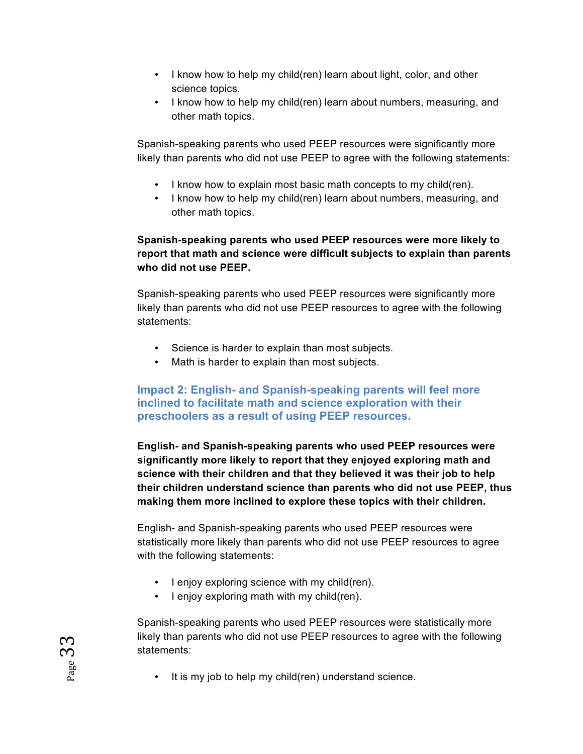- I know how to help my child(ren) learn about light, color, and other science topics.
- I know how to help my child(ren) learn about numbers, measuring, and other math topics.

Spanish-speaking parents who used PEEP resources were significantly more likely than parents who did not use PEEP to agree with the following statements:

- I know how to explain most basic math concepts to my child(ren).
- I know how to help my child(ren) learn about numbers, measuring, and other math topics.

**Spanish-speaking parents who used PEEP resources were more likely to report that math and science were difficult subjects to explain than parents who did not use PEEP.**

Spanish-speaking parents who used PEEP resources were significantly more likely than parents who did not use PEEP resources to agree with the following statements:

- Science is harder to explain than most subjects.
- Math is harder to explain than most subjects.

### Impact 2: English- and Spanish-speaking parents will feel more inclined to facilitate math and science exploration with their preschoolers as a result of using PEEP resources.

**English- and Spanish-speaking parents who used PEEP resources were significantly more likely to report that they enjoyed exploring math and science with their children and that they believed it was their job to help their children understand science than parents who did not use PEEP, thus making them more inclined to explore these topics with their children.**

English- and Spanish-speaking parents who used PEEP resources were statistically more likely than parents who did not use PEEP resources to agree with the following statements:

- I enjoy exploring science with my child(ren).
- I enjoy exploring math with my child(ren).

Spanish-speaking parents who used PEEP resources were statistically more likely than parents who did not use PEEP resources to agree with the following statements:

- It is my job to help my child(ren) understand science.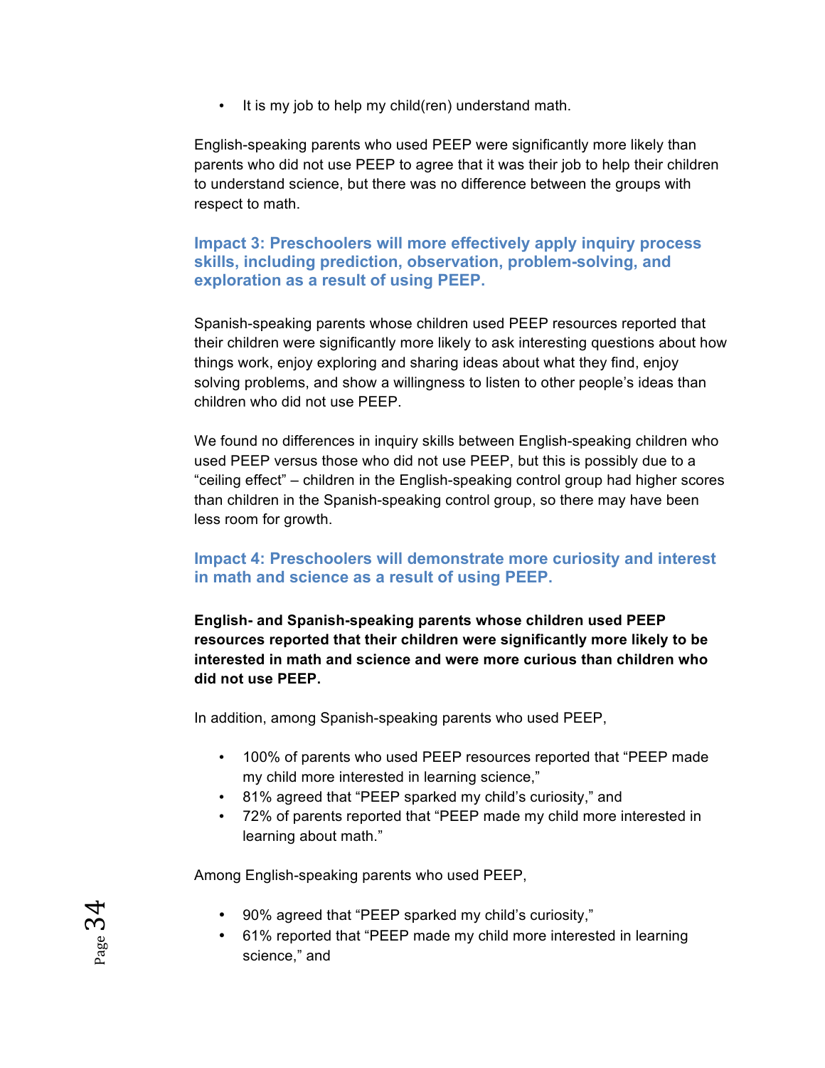- It is my job to help my child(ren) understand math.

English-speaking parents who used PEEP were significantly more likely than parents who did not use PEEP to agree that it was their job to help their children to understand science, but there was no difference between the groups with respect to math.

### Impact 3: Preschoolers will more effectively apply inquiry process skills, including prediction, observation, problem-solving, and exploration as a result of using PEEP.

Spanish-speaking parents whose children used PEEP resources reported that their children were significantly more likely to ask interesting questions about how things work, enjoy exploring and sharing ideas about what they find, enjoy solving problems, and show a willingness to listen to other people's ideas than children who did not use PEEP.

We found no differences in inquiry skills between English-speaking children who used PEEP versus those who did not use PEEP, but this is possibly due to a "ceiling effect" – children in the English-speaking control group had higher scores than children in the Spanish-speaking control group, so there may have been less room for growth.

### Impact 4: Preschoolers will demonstrate more curiosity and interest in math and science as a result of using PEEP.

**English- and Spanish-speaking parents whose children used PEEP resources reported that their children were significantly more likely to be interested in math and science and were more curious than children who did not use PEEP.**

In addition, among Spanish-speaking parents who used PEEP,

- 100% of parents who used PEEP resources reported that "PEEP made my child more interested in learning science,"
- 81% agreed that "PEEP sparked my child's curiosity," and
- 72% of parents reported that "PEEP made my child more interested in learning about math."

Among English-speaking parents who used PEEP,

- 90% agreed that "PEEP sparked my child's curiosity,"
- 61% reported that "PEEP made my child more interested in learning science," and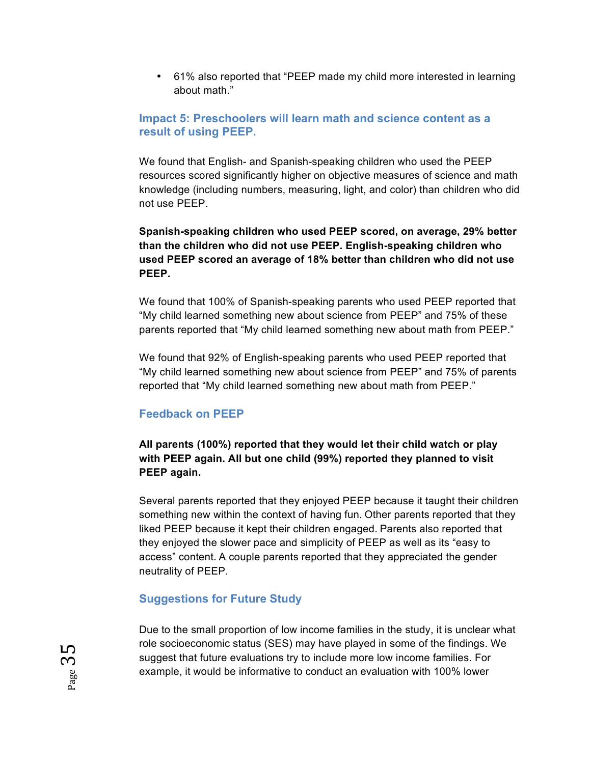- 61% also reported that “PEEP made my child more interested in learning about math.”

### Impact 5: Preschoolers will learn math and science content as a result of using PEEP.

We found that English- and Spanish-speaking children who used the PEEP resources scored significantly higher on objective measures of science and math knowledge (including numbers, measuring, light, and color) than children who did not use PEEP.

**Spanish-speaking children who used PEEP scored, on average, 29% better than the children who did not use PEEP. English-speaking children who used PEEP scored an average of 18% better than children who did not use PEEP.**

We found that 100% of Spanish-speaking parents who used PEEP reported that “My child learned something new about science from PEEP” and 75% of these parents reported that “My child learned something new about math from PEEP.”

We found that 92% of English-speaking parents who used PEEP reported that “My child learned something new about science from PEEP” and 75% of parents reported that “My child learned something new about math from PEEP.”

### Feedback on PEEP

**All parents (100%) reported that they would let their child watch or play with PEEP again. All but one child (99%) reported they planned to visit PEEP again.**

Several parents reported that they enjoyed PEEP because it taught their children something new within the context of having fun. Other parents reported that they liked PEEP because it kept their children engaged. Parents also reported that they enjoyed the slower pace and simplicity of PEEP as well as its “easy to access” content. A couple parents reported that they appreciated the gender neutrality of PEEP.

### Suggestions for Future Study

Due to the small proportion of low income families in the study, it is unclear what role socioeconomic status (SES) may have played in some of the findings. We suggest that future evaluations try to include more low income families. For example, it would be informative to conduct an evaluation with 100% lower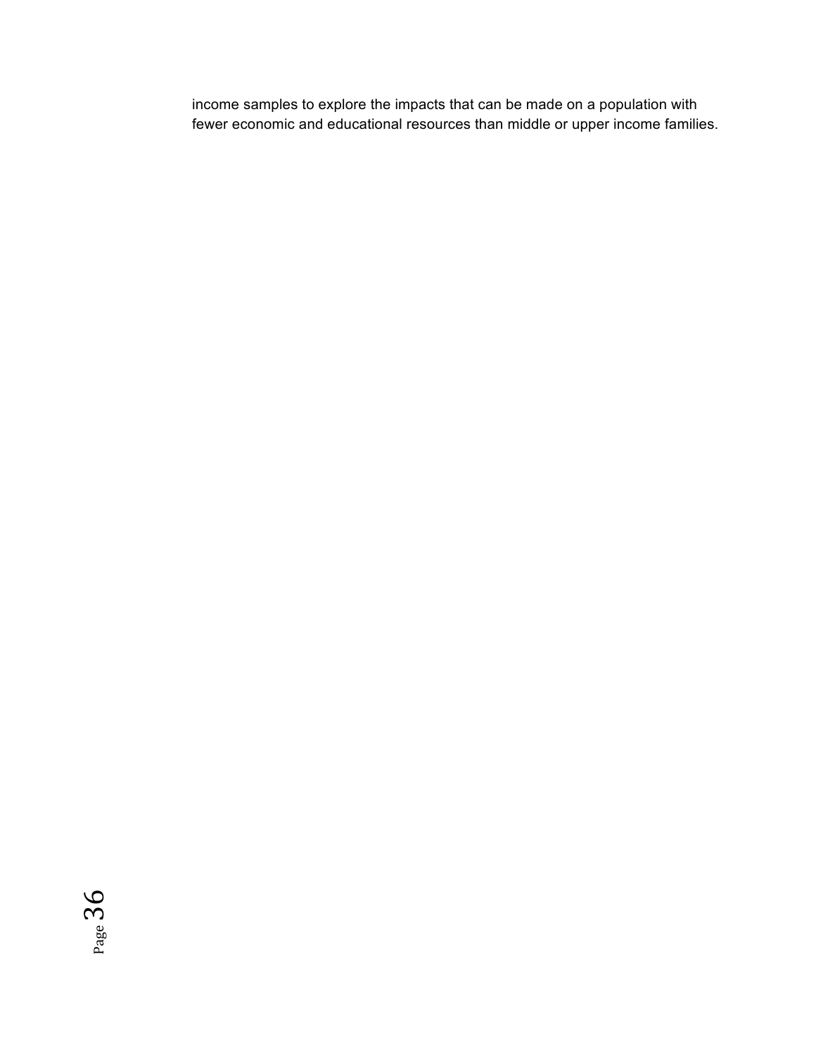income samples to explore the impacts that can be made on a population with fewer economic and educational resources than middle or upper income families.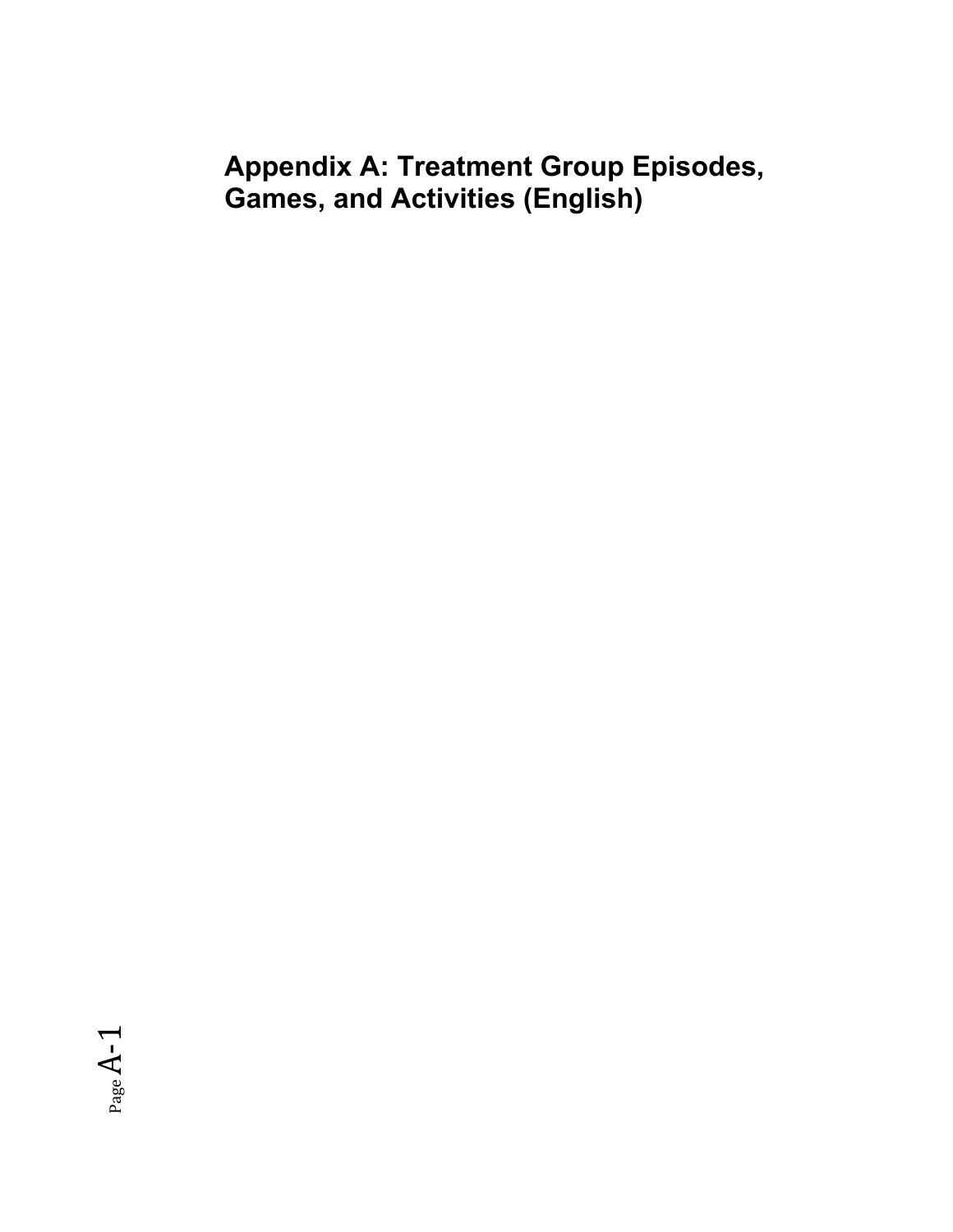# Appendix A: Treatment Group Episodes, Games, and Activities (English)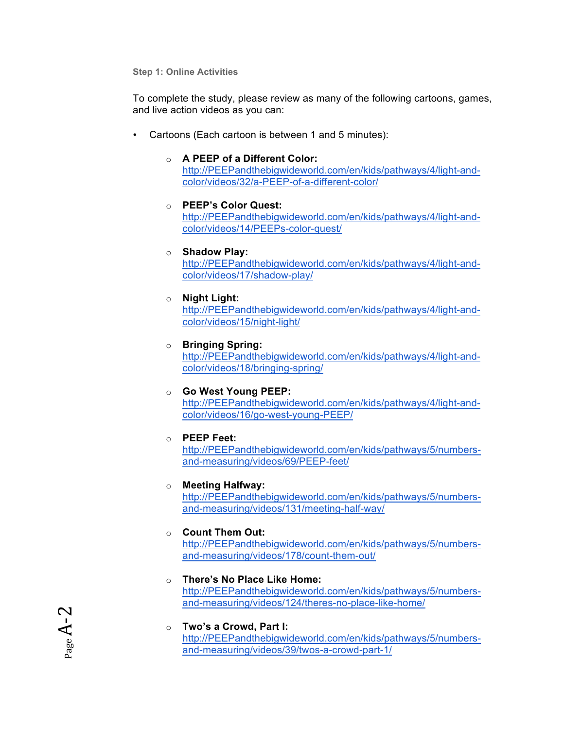Step 1: Online Activities

To complete the study, please review as many of the following cartoons, games, and live action videos as you can:

- Cartoons (Each cartoon is between 1 and 5 minutes):
    - **A PEEP of a Different Color:** http://PEEPandthebigwideworld.com/en/kids/pathways/4/light-and-color/videos/32/a-PEEP-of-a-different-color/
    - **PEEP's Color Quest:** http://PEEPandthebigwideworld.com/en/kids/pathways/4/light-and-color/videos/14/PEEPs-color-quest/
    - **Shadow Play:** http://PEEPandthebigwideworld.com/en/kids/pathways/4/light-and-color/videos/17/shadow-play/
    - **Night Light:** http://PEEPandthebigwideworld.com/en/kids/pathways/4/light-and-color/videos/15/night-light/
    - **Bringing Spring:** http://PEEPandthebigwideworld.com/en/kids/pathways/4/light-and-color/videos/18/bringing-spring/
    - **Go West Young PEEP:** http://PEEPandthebigwideworld.com/en/kids/pathways/4/light-and-color/videos/16/go-west-young-PEEP/
    - **PEEP Feet:** http://PEEPandthebigwideworld.com/en/kids/pathways/5/numbers-and-measuring/videos/69/PEEP-feet/
    - **Meeting Halfway:** http://PEEPandthebigwideworld.com/en/kids/pathways/5/numbers-and-measuring/videos/131/meeting-half-way/
    - **Count Them Out:** http://PEEPandthebigwideworld.com/en/kids/pathways/5/numbers-and-measuring/videos/178/count-them-out/
    - **There's No Place Like Home:** http://PEEPandthebigwideworld.com/en/kids/pathways/5/numbers-and-measuring/videos/124/theres-no-place-like-home/
    - **Two's a Crowd, Part I:** http://PEEPandthebigwideworld.com/en/kids/pathways/5/numbers-and-measuring/videos/39/twos-a-crowd-part-1/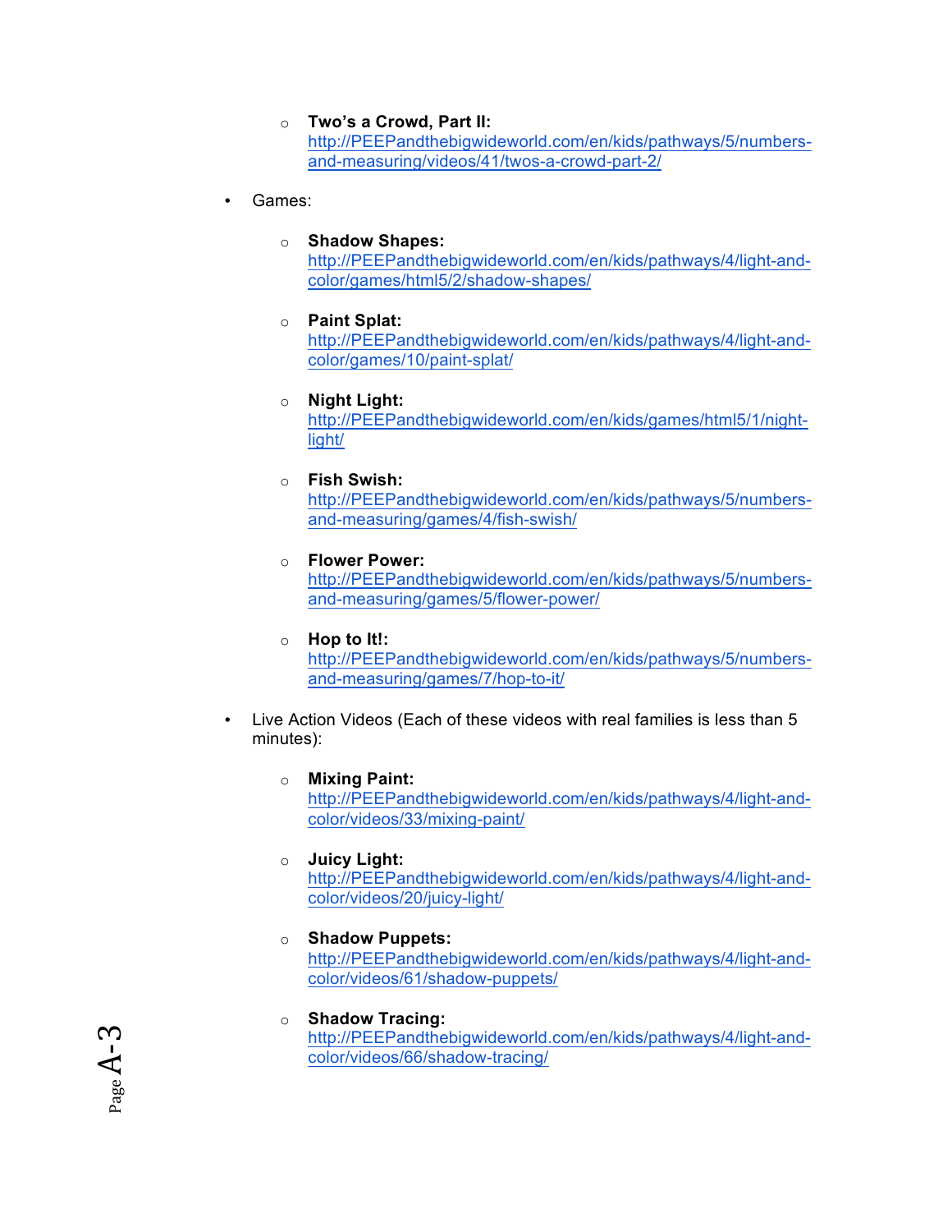- **Two's a Crowd, Part II:** http://PEEPandthebigwideworld.com/en/kids/pathways/5/numbers-and-measuring/videos/41/twos-a-crowd-part-2/

- Games:

  - **Shadow Shapes:** http://PEEPandthebigwideworld.com/en/kids/pathways/4/light-and-color/games/html5/2/shadow-shapes/

  - **Paint Splat:** http://PEEPandthebigwideworld.com/en/kids/pathways/4/light-and-color/games/10/paint-splat/

  - **Night Light:** http://PEEPandthebigwideworld.com/en/kids/games/html5/1/night-light/

  - **Fish Swish:** http://PEEPandthebigwideworld.com/en/kids/pathways/5/numbers-and-measuring/games/4/fish-swish/

  - **Flower Power:** http://PEEPandthebigwideworld.com/en/kids/pathways/5/numbers-and-measuring/games/5/flower-power/

  - **Hop to It!:** http://PEEPandthebigwideworld.com/en/kids/pathways/5/numbers-and-measuring/games/7/hop-to-it/

- Live Action Videos (Each of these videos with real families is less than 5 minutes):

  - **Mixing Paint:** http://PEEPandthebigwideworld.com/en/kids/pathways/4/light-and-color/videos/33/mixing-paint/

  - **Juicy Light:** http://PEEPandthebigwideworld.com/en/kids/pathways/4/light-and-color/videos/20/juicy-light/

  - **Shadow Puppets:** http://PEEPandthebigwideworld.com/en/kids/pathways/4/light-and-color/videos/61/shadow-puppets/

  - **Shadow Tracing:** http://PEEPandthebigwideworld.com/en/kids/pathways/4/light-and-color/videos/66/shadow-tracing/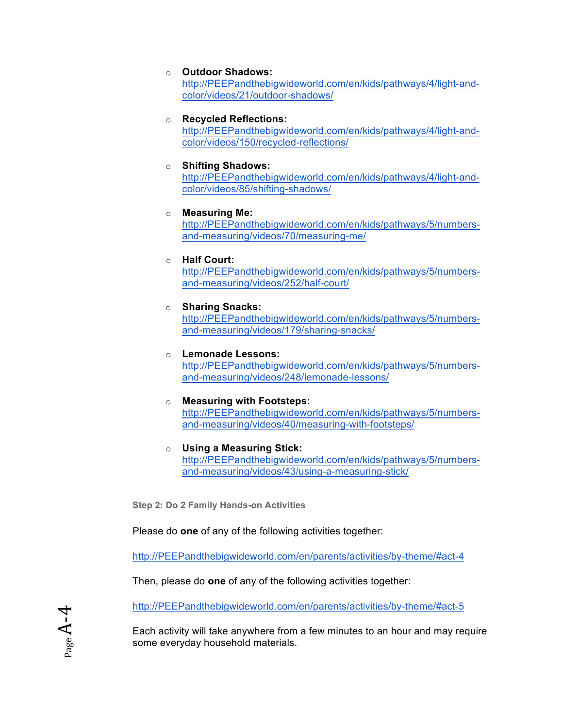- **Outdoor Shadows:** http://PEEPandthebigwideworld.com/en/kids/pathways/4/light-and-color/videos/21/outdoor-shadows/

- **Recycled Reflections:** http://PEEPandthebigwideworld.com/en/kids/pathways/4/light-and-color/videos/150/recycled-reflections/

- **Shifting Shadows:** http://PEEPandthebigwideworld.com/en/kids/pathways/4/light-and-color/videos/85/shifting-shadows/

- **Measuring Me:** http://PEEPandthebigwideworld.com/en/kids/pathways/5/numbers-and-measuring/videos/70/measuring-me/

- **Half Court:** http://PEEPandthebigwideworld.com/en/kids/pathways/5/numbers-and-measuring/videos/252/half-court/

- **Sharing Snacks:** http://PEEPandthebigwideworld.com/en/kids/pathways/5/numbers-and-measuring/videos/179/sharing-snacks/

- **Lemonade Lessons:** http://PEEPandthebigwideworld.com/en/kids/pathways/5/numbers-and-measuring/videos/248/lemonade-lessons/

- **Measuring with Footsteps:** http://PEEPandthebigwideworld.com/en/kids/pathways/5/numbers-and-measuring/videos/40/measuring-with-footsteps/

- **Using a Measuring Stick:** http://PEEPandthebigwideworld.com/en/kids/pathways/5/numbers-and-measuring/videos/43/using-a-measuring-stick/

**Step 2: Do 2 Family Hands-on Activities**

Please do **one** of any of the following activities together:

http://PEEPandthebigwideworld.com/en/parents/activities/by-theme/#act-4

Then, please do **one** of any of the following activities together:

http://PEEPandthebigwideworld.com/en/parents/activities/by-theme/#act-5

Each activity will take anywhere from a few minutes to an hour and may require some everyday household materials.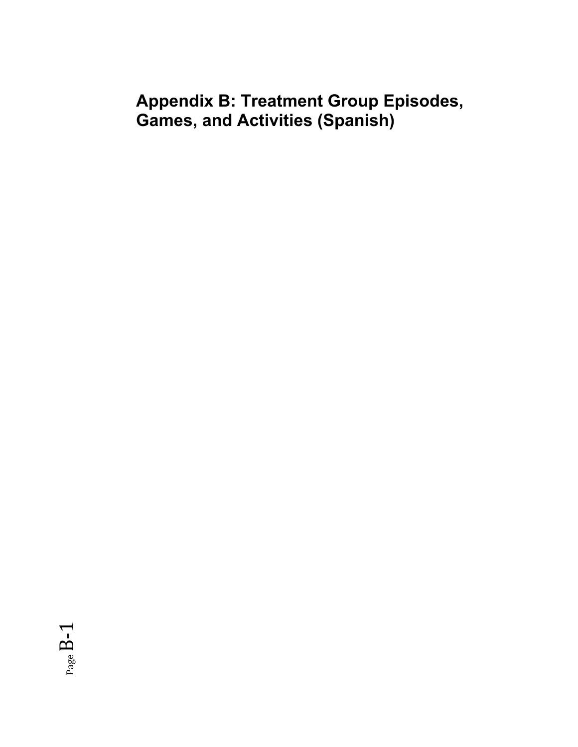# Appendix B: Treatment Group Episodes, Games, and Activities (Spanish)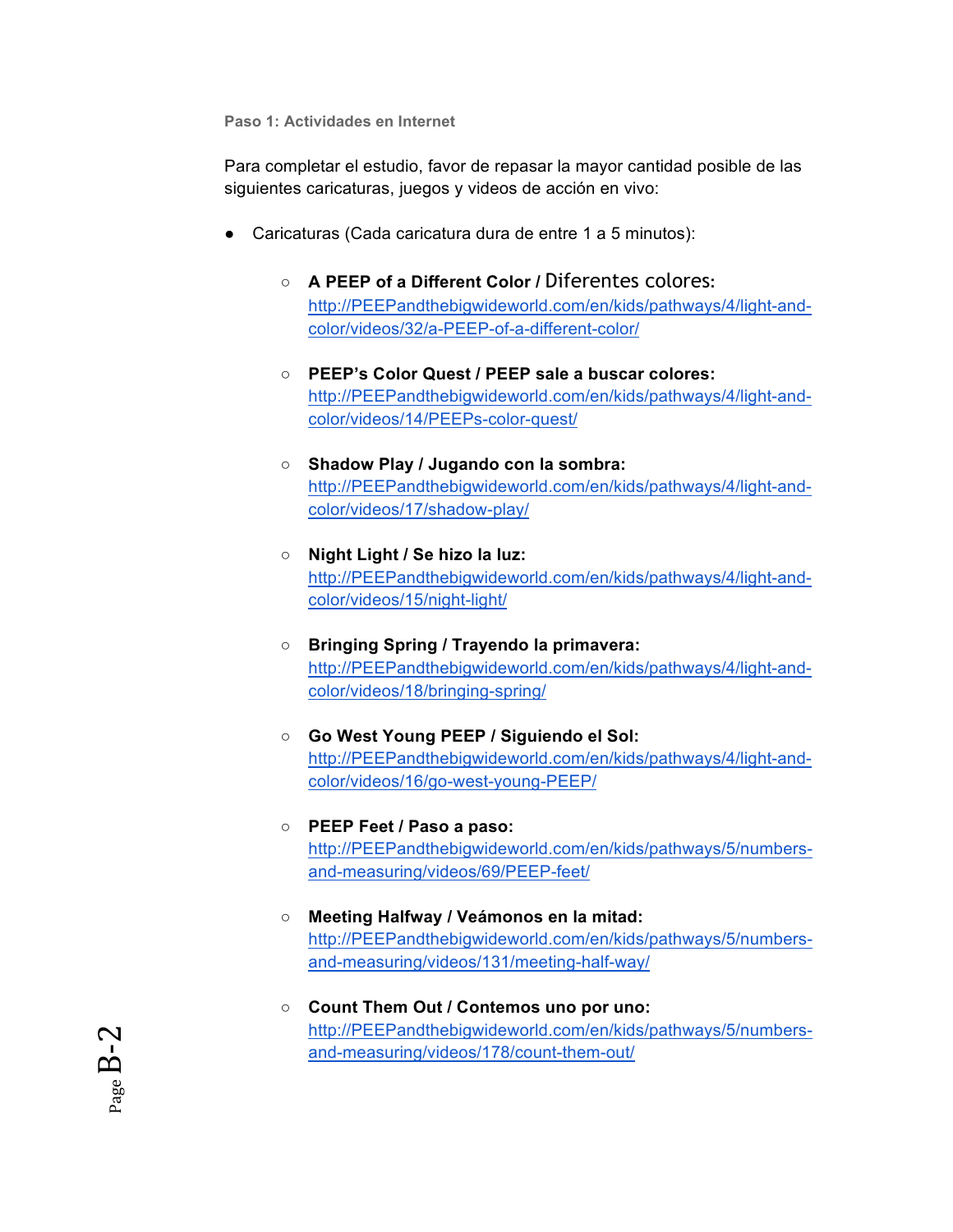Paso 1: Actividades en Internet

Para completar el estudio, favor de repasar la mayor cantidad posible de las siguientes caricaturas, juegos y videos de acción en vivo:

- Caricaturas (Cada caricatura dura de entre 1 a 5 minutos):
  - **A PEEP of a Different Color / Diferentes colores:** http://PEEPandthebigwideworld.com/en/kids/pathways/4/light-and-color/videos/32/a-PEEP-of-a-different-color/
  - **PEEP's Color Quest / PEEP sale a buscar colores:** http://PEEPandthebigwideworld.com/en/kids/pathways/4/light-and-color/videos/14/PEEPs-color-quest/
  - **Shadow Play / Jugando con la sombra:** http://PEEPandthebigwideworld.com/en/kids/pathways/4/light-and-color/videos/17/shadow-play/
  - **Night Light / Se hizo la luz:** http://PEEPandthebigwideworld.com/en/kids/pathways/4/light-and-color/videos/15/night-light/
  - **Bringing Spring / Trayendo la primavera:** http://PEEPandthebigwideworld.com/en/kids/pathways/4/light-and-color/videos/18/bringing-spring/
  - **Go West Young PEEP / Siguiendo el Sol:** http://PEEPandthebigwideworld.com/en/kids/pathways/4/light-and-color/videos/16/go-west-young-PEEP/
  - **PEEP Feet / Paso a paso:** http://PEEPandthebigwideworld.com/en/kids/pathways/5/numbers-and-measuring/videos/69/PEEP-feet/
  - **Meeting Halfway / Veámonos en la mitad:** http://PEEPandthebigwideworld.com/en/kids/pathways/5/numbers-and-measuring/videos/131/meeting-half-way/
  - **Count Them Out / Contemos uno por uno:** http://PEEPandthebigwideworld.com/en/kids/pathways/5/numbers-and-measuring/videos/178/count-them-out/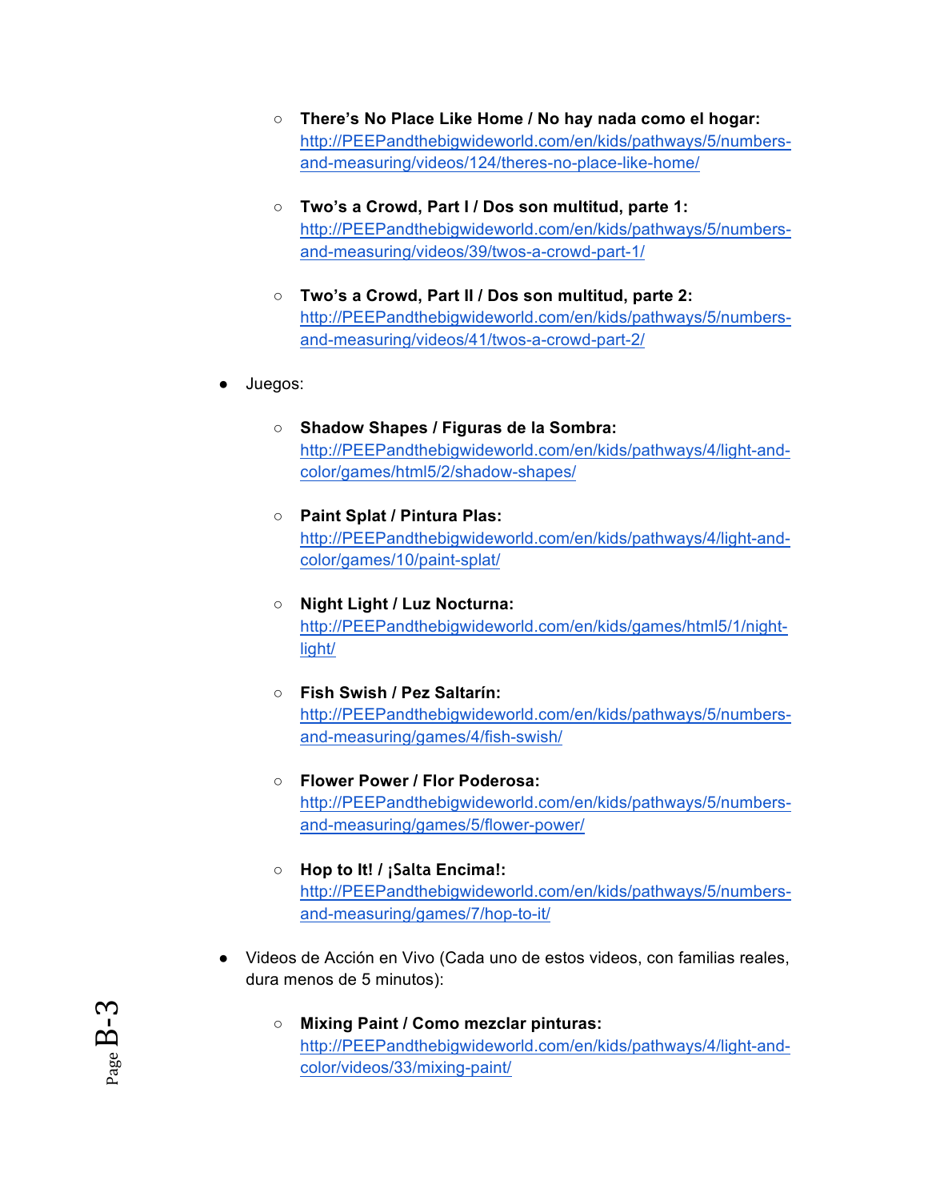- **There's No Place Like Home / No hay nada como el hogar:** http://PEEPandthebigwideworld.com/en/kids/pathways/5/numbers-and-measuring/videos/124/theres-no-place-like-home/

  - **Two's a Crowd, Part I / Dos son multitud, parte 1:** http://PEEPandthebigwideworld.com/en/kids/pathways/5/numbers-and-measuring/videos/39/twos-a-crowd-part-1/

  - **Two's a Crowd, Part II / Dos son multitud, parte 2:** http://PEEPandthebigwideworld.com/en/kids/pathways/5/numbers-and-measuring/videos/41/twos-a-crowd-part-2/

- Juegos:

  - **Shadow Shapes / Figuras de la Sombra:** http://PEEPandthebigwideworld.com/en/kids/pathways/4/light-and-color/games/html5/2/shadow-shapes/

  - **Paint Splat / Pintura Plas:** http://PEEPandthebigwideworld.com/en/kids/pathways/4/light-and-color/games/10/paint-splat/

  - **Night Light / Luz Nocturna:** http://PEEPandthebigwideworld.com/en/kids/games/html5/1/night-light/

  - **Fish Swish / Pez Saltarín:** http://PEEPandthebigwideworld.com/en/kids/pathways/5/numbers-and-measuring/games/4/fish-swish/

  - **Flower Power / Flor Poderosa:** http://PEEPandthebigwideworld.com/en/kids/pathways/5/numbers-and-measuring/games/5/flower-power/

  - **Hop to It! / ¡Salta Encima!:** http://PEEPandthebigwideworld.com/en/kids/pathways/5/numbers-and-measuring/games/7/hop-to-it/

- Videos de Acción en Vivo (Cada uno de estos videos, con familias reales, dura menos de 5 minutos):

  - **Mixing Paint / Como mezclar pinturas:** http://PEEPandthebigwideworld.com/en/kids/pathways/4/light-and-color/videos/33/mixing-paint/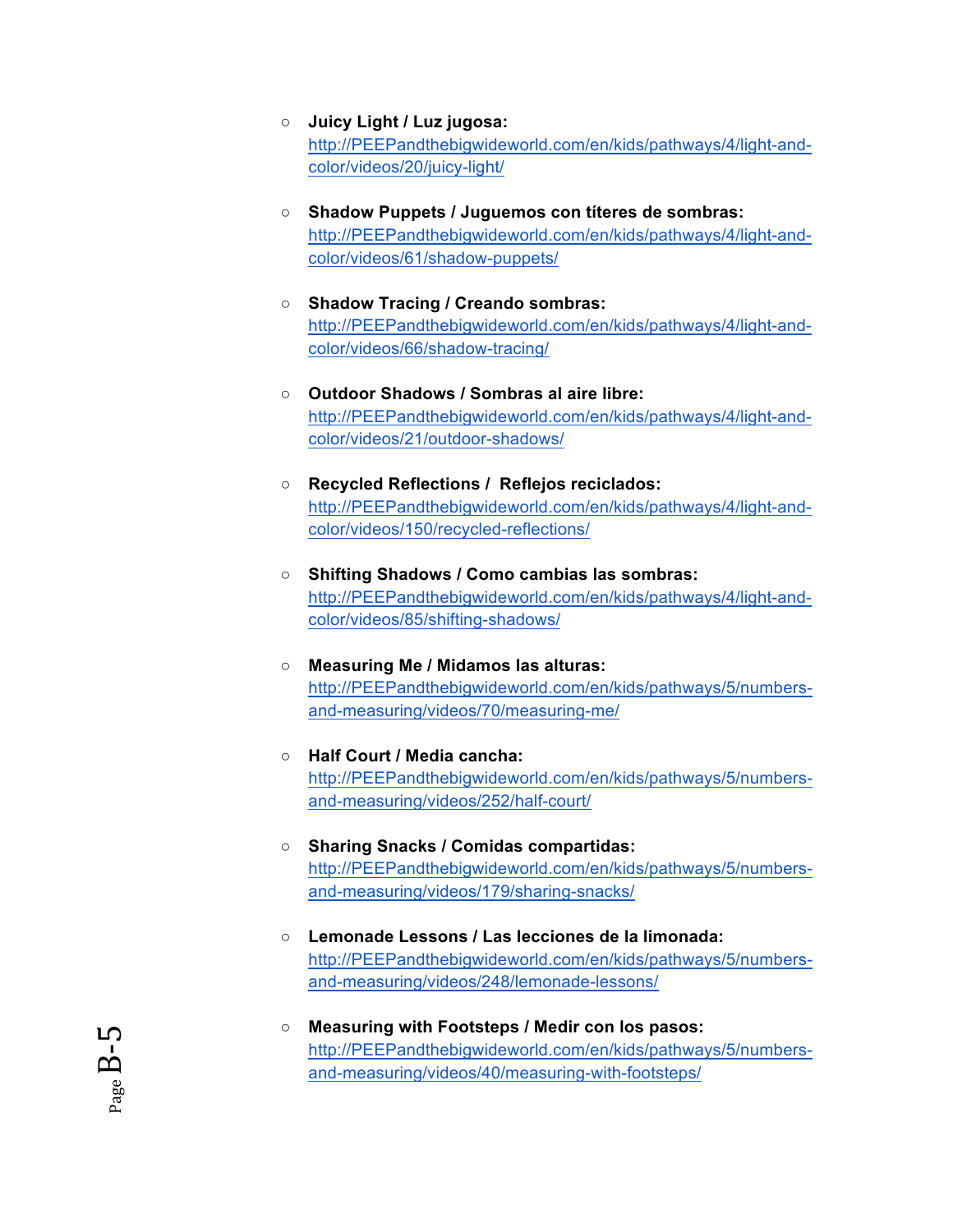- **Juicy Light / Luz jugosa:** http://PEEPandthebigwideworld.com/en/kids/pathways/4/light-and-color/videos/20/juicy-light/

- **Shadow Puppets / Juguemos con títeres de sombras:** http://PEEPandthebigwideworld.com/en/kids/pathways/4/light-and-color/videos/61/shadow-puppets/

- **Shadow Tracing / Creando sombras:** http://PEEPandthebigwideworld.com/en/kids/pathways/4/light-and-color/videos/66/shadow-tracing/

- **Outdoor Shadows / Sombras al aire libre:** http://PEEPandthebigwideworld.com/en/kids/pathways/4/light-and-color/videos/21/outdoor-shadows/

- **Recycled Reflections / Reflejos reciclados:** http://PEEPandthebigwideworld.com/en/kids/pathways/4/light-and-color/videos/150/recycled-reflections/

- **Shifting Shadows / Como cambias las sombras:** http://PEEPandthebigwideworld.com/en/kids/pathways/4/light-and-color/videos/85/shifting-shadows/

- **Measuring Me / Midamos las alturas:** http://PEEPandthebigwideworld.com/en/kids/pathways/5/numbers-and-measuring/videos/70/measuring-me/

- **Half Court / Media cancha:** http://PEEPandthebigwideworld.com/en/kids/pathways/5/numbers-and-measuring/videos/252/half-court/

- **Sharing Snacks / Comidas compartidas:** http://PEEPandthebigwideworld.com/en/kids/pathways/5/numbers-and-measuring/videos/179/sharing-snacks/

- **Lemonade Lessons / Las lecciones de la limonada:** http://PEEPandthebigwideworld.com/en/kids/pathways/5/numbers-and-measuring/videos/248/lemonade-lessons/

- **Measuring with Footsteps / Medir con los pasos:** http://PEEPandthebigwideworld.com/en/kids/pathways/5/numbers-and-measuring/videos/40/measuring-with-footsteps/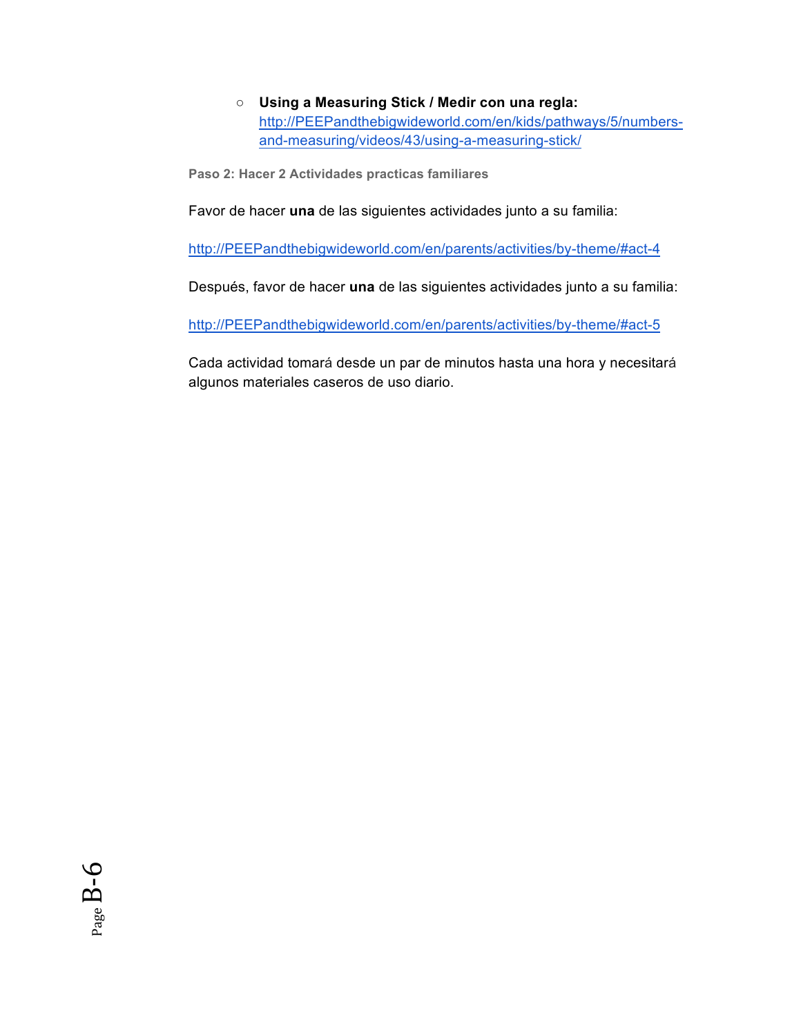- **Using a Measuring Stick / Medir con una regla:** [http://PEEPandthebigwideworld.com/en/kids/pathways/5/numbers-and-measuring/videos/43/using-a-measuring-stick/](http://PEEPandthebigwideworld.com/en/kids/pathways/5/numbers-and-measuring/videos/43/using-a-measuring-stick/)

**Paso 2: Hacer 2 Actividades practicas familiares**

Favor de hacer **una** de las siguientes actividades junto a su familia:

[http://PEEPandthebigwideworld.com/en/parents/activities/by-theme/#act-4](http://PEEPandthebigwideworld.com/en/parents/activities/by-theme/#act-4)

Después, favor de hacer **una** de las siguientes actividades junto a su familia:

[http://PEEPandthebigwideworld.com/en/parents/activities/by-theme/#act-5](http://PEEPandthebigwideworld.com/en/parents/activities/by-theme/#act-5)

Cada actividad tomará desde un par de minutos hasta una hora y necesitará algunos materiales caseros de uso diario.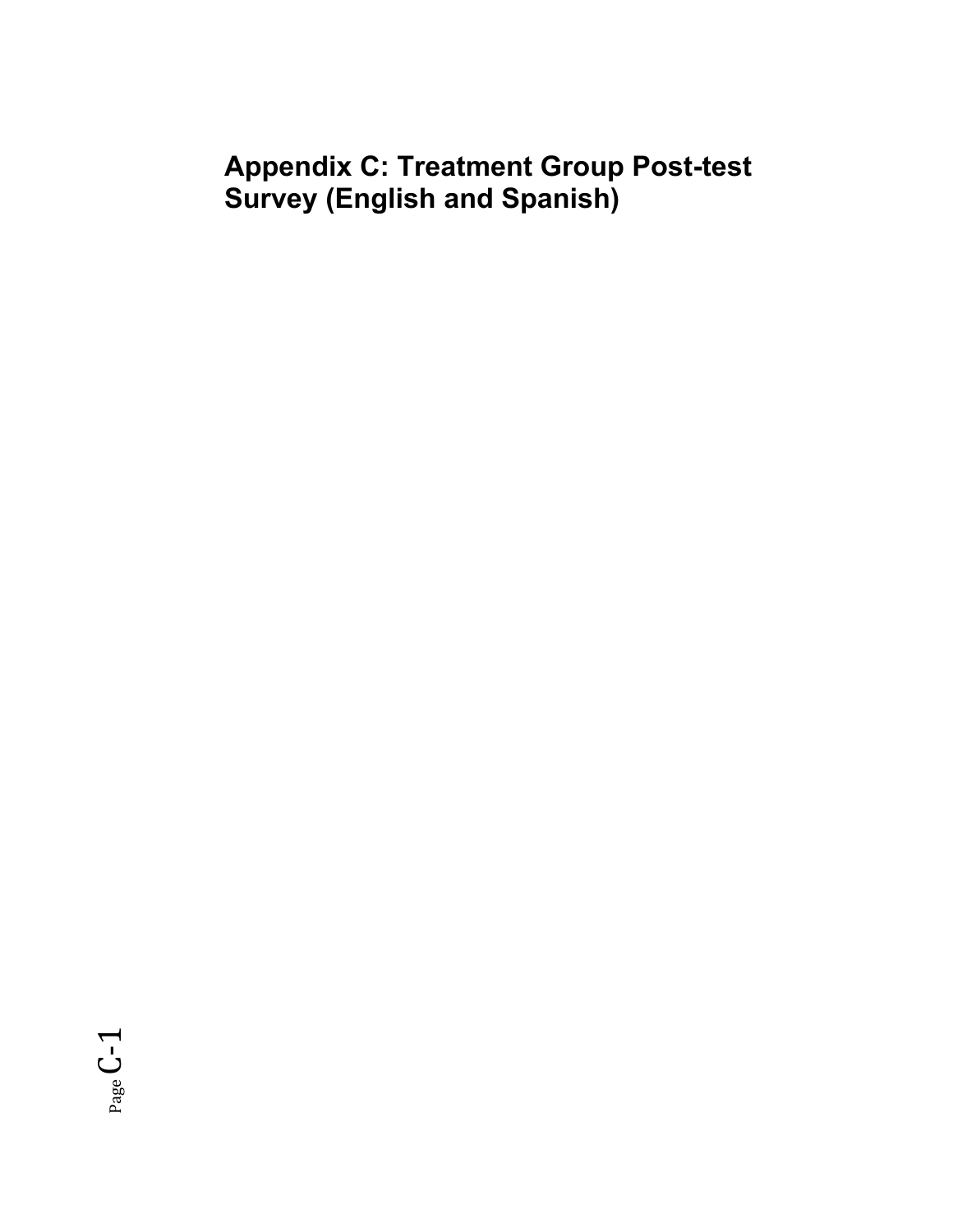# Appendix C: Treatment Group Post-test Survey (English and Spanish)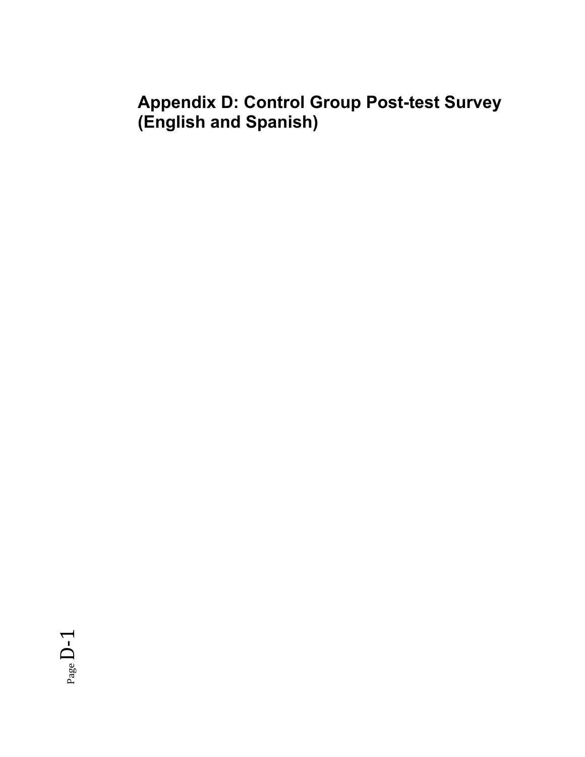# Appendix D: Control Group Post-test Survey (English and Spanish)